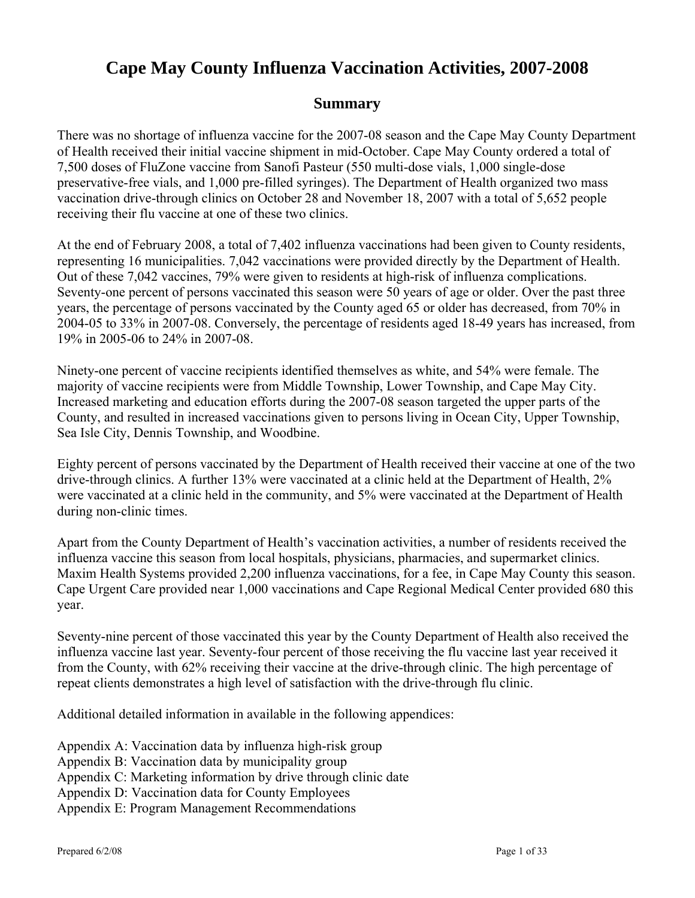# Cape May County Influenza Vaccination Activities, 2007-2008

## Summary

There was no shortage of influenza vaccine for the 2007-08 season and the Cape May County Department of Health received their initial vaccine shipment in mid-October. Cape May County ordered a total of 7,500 doses of FluZone vaccine from Sanofi Pasteur (550 multi-dose vials, 1,000 single-dose preservative-free vials, and 1,000 pre-filled syringes). The Department of Health organized two mass vaccination drive-through clinics on October 28 and November 18, 2007 with a total of 5,652 people receiving their flu vaccine at one of these two clinics.

At the end of February 2008, a total of 7,402 influenza vaccinations had been given to County residents, representing 16 municipalities. 7,042 vaccinations were provided directly by the Department of Health. Out of these 7,042 vaccines, 79% were given to residents at high-risk of influenza complications. Seventy-one percent of persons vaccinated this season were 50 years of age or older. Over the past three years, the percentage of persons vaccinated by the County aged 65 or older has decreased, from 70% in 2004-05 to 33% in 2007-08. Conversely, the percentage of residents aged 18-49 years has increased, from 19% in 2005-06 to 24% in 2007-08.

Ninety-one percent of vaccine recipients identified themselves as white, and 54% were female. The majority of vaccine recipients were from Middle Township, Lower Township, and Cape May City. Increased marketing and education efforts during the 2007-08 season targeted the upper parts of the County, and resulted in increased vaccinations given to persons living in Ocean City, Upper Township, Sea Isle City, Dennis Township, and Woodbine.

Eighty percent of persons vaccinated by the Department of Health received their vaccine at one of the two drive-through clinics. A further 13% were vaccinated at a clinic held at the Department of Health, 2% were vaccinated at a clinic held in the community, and 5% were vaccinated at the Department of Health during non-clinic times.

Apart from the County Department of Health's vaccination activities, a number of residents received the influenza vaccine this season from local hospitals, physicians, pharmacies, and supermarket clinics. Maxim Health Systems provided 2,200 influenza vaccinations, for a fee, in Cape May County this season. Cape Urgent Care provided near 1,000 vaccinations and Cape Regional Medical Center provided 680 this year.

Seventy-nine percent of those vaccinated this year by the County Department of Health also received the influenza vaccine last year. Seventy-four percent of those receiving the flu vaccine last year received it from the County, with 62% receiving their vaccine at the drive-through clinic. The high percentage of repeat clients demonstrates a high level of satisfaction with the drive-through flu clinic.

Additional detailed information in available in the following appendices:

Appendix A: Vaccination data by influenza high-risk group
Appendix B: Vaccination data by municipality group
Appendix C: Marketing information by drive through clinic date
Appendix D: Vaccination data for County Employees
Appendix E: Program Management Recommendations

Prepared 6/2/08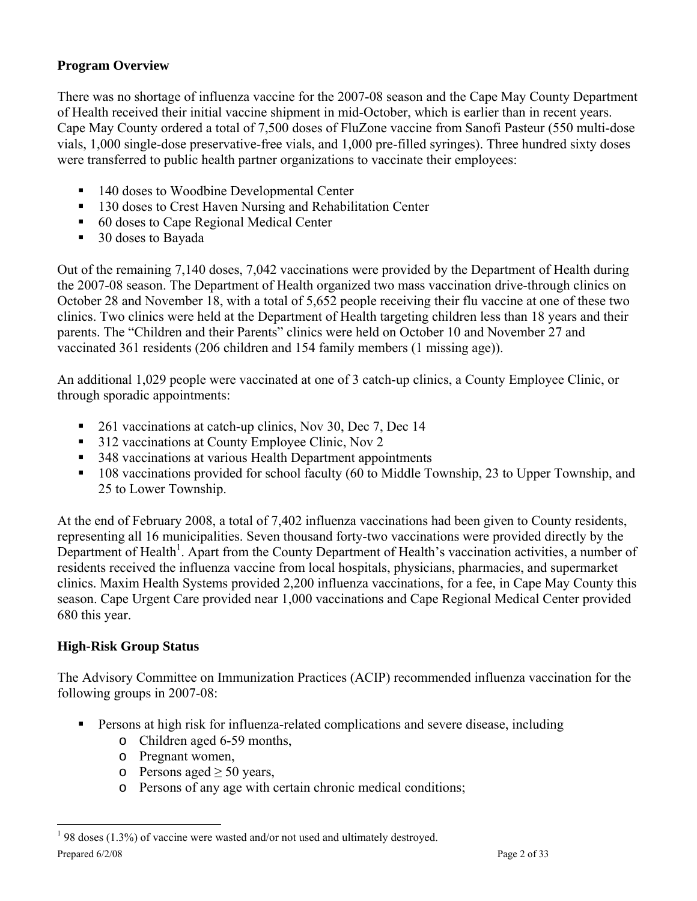## Program Overview

There was no shortage of influenza vaccine for the 2007-08 season and the Cape May County Department of Health received their initial vaccine shipment in mid-October, which is earlier than in recent years. Cape May County ordered a total of 7,500 doses of FluZone vaccine from Sanofi Pasteur (550 multi-dose vials, 1,000 single-dose preservative-free vials, and 1,000 pre-filled syringes). Three hundred sixty doses were transferred to public health partner organizations to vaccinate their employees:

- 140 doses to Woodbine Developmental Center
- 130 doses to Crest Haven Nursing and Rehabilitation Center
- 60 doses to Cape Regional Medical Center
- 30 doses to Bayada

Out of the remaining 7,140 doses, 7,042 vaccinations were provided by the Department of Health during the 2007-08 season. The Department of Health organized two mass vaccination drive-through clinics on October 28 and November 18, with a total of 5,652 people receiving their flu vaccine at one of these two clinics. Two clinics were held at the Department of Health targeting children less than 18 years and their parents. The "Children and their Parents" clinics were held on October 10 and November 27 and vaccinated 361 residents (206 children and 154 family members (1 missing age)).

An additional 1,029 people were vaccinated at one of 3 catch-up clinics, a County Employee Clinic, or through sporadic appointments:

- 261 vaccinations at catch-up clinics, Nov 30, Dec 7, Dec 14
- 312 vaccinations at County Employee Clinic, Nov 2
- 348 vaccinations at various Health Department appointments
- 108 vaccinations provided for school faculty (60 to Middle Township, 23 to Upper Township, and 25 to Lower Township.

At the end of February 2008, a total of 7,402 influenza vaccinations had been given to County residents, representing all 16 municipalities. Seven thousand forty-two vaccinations were provided directly by the Department of Health[1]. Apart from the County Department of Health's vaccination activities, a number of residents received the influenza vaccine from local hospitals, physicians, pharmacies, and supermarket clinics. Maxim Health Systems provided 2,200 influenza vaccinations, for a fee, in Cape May County this season. Cape Urgent Care provided near 1,000 vaccinations and Cape Regional Medical Center provided 680 this year.

## High-Risk Group Status

The Advisory Committee on Immunization Practices (ACIP) recommended influenza vaccination for the following groups in 2007-08:

- Persons at high risk for influenza-related complications and severe disease, including
  - Children aged 6-59 months,
  - Pregnant women,
  - Persons aged $\geq 50$ years,
  - Persons of any age with certain chronic medical conditions;

[1] 98 doses (1.3%) of vaccine were wasted and/or not used and ultimately destroyed.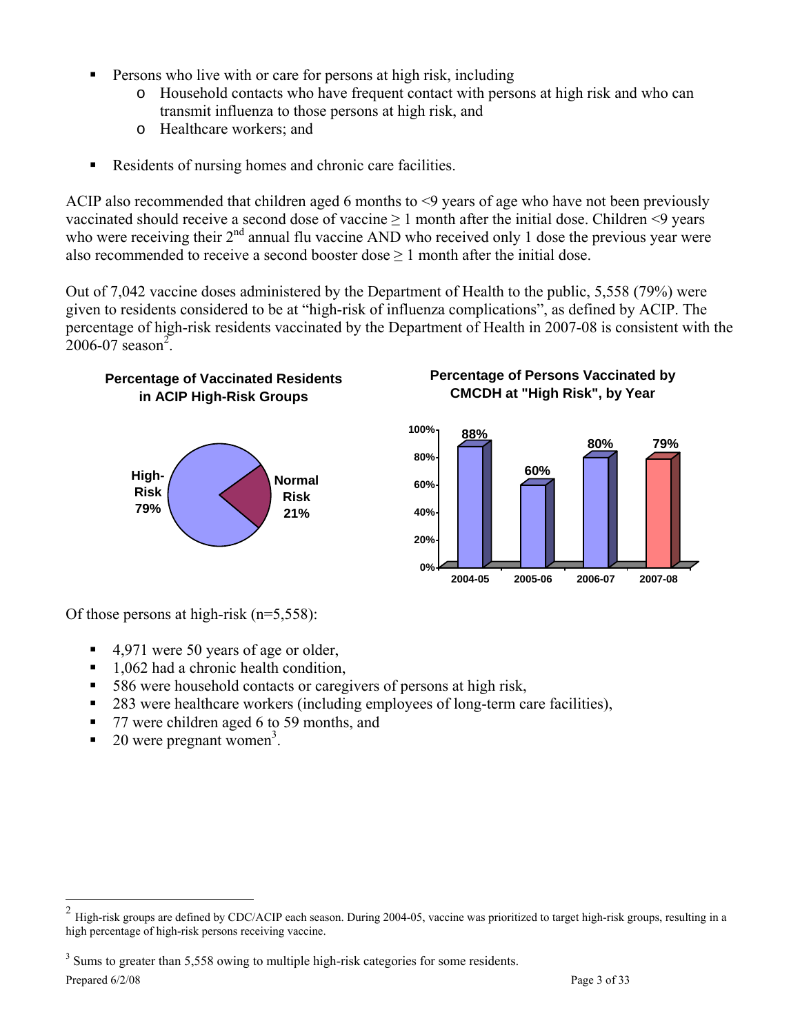- Persons who live with or care for persons at high risk, including
  - Household contacts who have frequent contact with persons at high risk and who can transmit influenza to those persons at high risk, and
  - Healthcare workers; and
- Residents of nursing homes and chronic care facilities.

ACIP also recommended that children aged 6 months to <9 years of age who have not been previously vaccinated should receive a second dose of vaccine ≥ 1 month after the initial dose. Children <9 years who were receiving their 2nd annual flu vaccine AND who received only 1 dose the previous year were also recommended to receive a second booster dose ≥ 1 month after the initial dose.

Out of 7,042 vaccine doses administered by the Department of Health to the public, 5,558 (79%) were given to residents considered to be at "high-risk of influenza complications", as defined by ACIP. The percentage of high-risk residents vaccinated by the Department of Health in 2007-08 is consistent with the 2006-07 season[2].

**Percentage of Vaccinated Residents in ACIP High-Risk Groups**

| Group | Percentage |
|---|---|
| High-Risk | 79% |
| Normal Risk | 21% |

**Percentage of Persons Vaccinated by CMCDH at "High Risk", by Year**

| Year | Percentage |
|---|---|
| 2004-05 | 88% |
| 2005-06 | 60% |
| 2006-07 | 80% |
| 2007-08 | 79% |

Of those persons at high-risk (n=5,558):

- 4,971 were 50 years of age or older,
- 1,062 had a chronic health condition,
- 586 were household contacts or caregivers of persons at high risk,
- 283 were healthcare workers (including employees of long-term care facilities),
- 77 were children aged 6 to 59 months, and
- 20 were pregnant women[3].

[2] High-risk groups are defined by CDC/ACIP each season. During 2004-05, vaccine was prioritized to target high-risk groups, resulting in a high percentage of high-risk persons receiving vaccine.

[3] Sums to greater than 5,558 owing to multiple high-risk categories for some residents.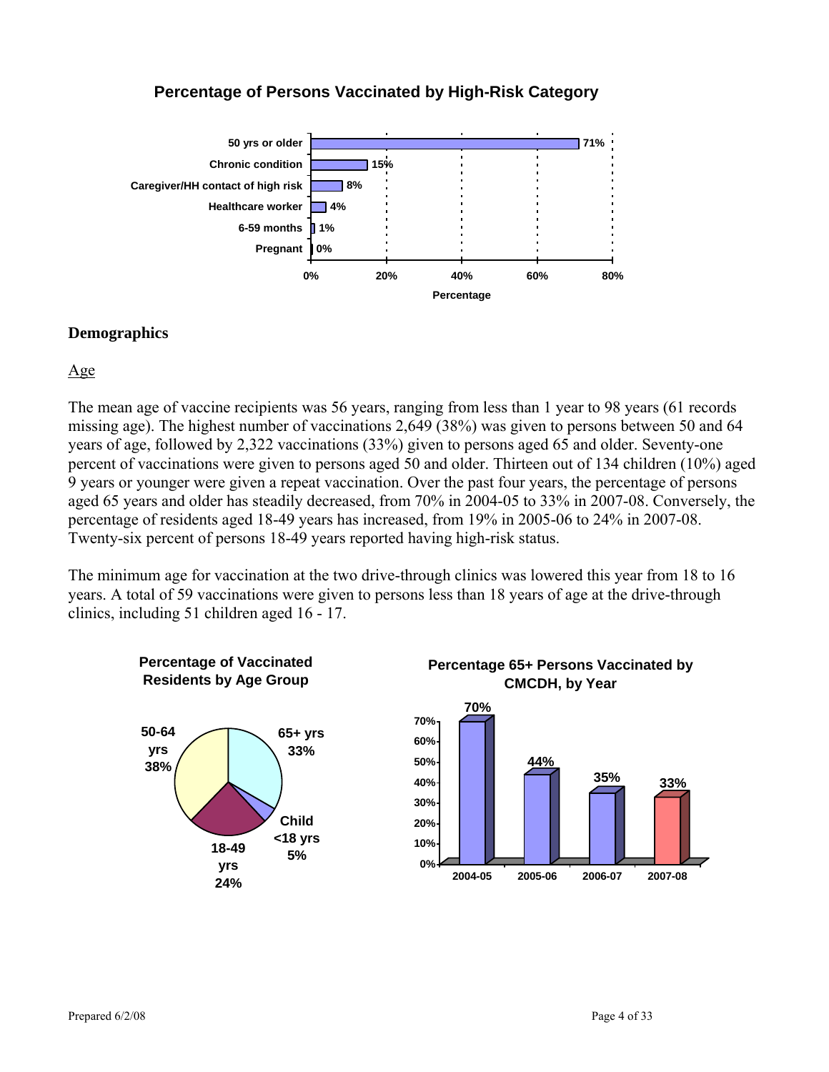**Percentage of Persons Vaccinated by High-Risk Category**

| Category | Percentage |
|---|---|
| 50 yrs or older | 71% |
| Chronic condition | 15% |
| Caregiver/HH contact of high risk | 8% |
| Healthcare worker | 4% |
| 6-59 months | 1% |
| Pregnant | 0% |

## Demographics

### Age

The mean age of vaccine recipients was 56 years, ranging from less than 1 year to 98 years (61 records missing age). The highest number of vaccinations 2,649 (38%) was given to persons between 50 and 64 years of age, followed by 2,322 vaccinations (33%) given to persons aged 65 and older. Seventy-one percent of vaccinations were given to persons aged 50 and older. Thirteen out of 134 children (10%) aged 9 years or younger were given a repeat vaccination. Over the past four years, the percentage of persons aged 65 years and older has steadily decreased, from 70% in 2004-05 to 33% in 2007-08. Conversely, the percentage of residents aged 18-49 years has increased, from 19% in 2005-06 to 24% in 2007-08. Twenty-six percent of persons 18-49 years reported having high-risk status.

The minimum age for vaccination at the two drive-through clinics was lowered this year from 18 to 16 years. A total of 59 vaccinations were given to persons less than 18 years of age at the drive-through clinics, including 51 children aged 16 - 17.

**Percentage of Vaccinated Residents by Age Group**

| Age Group | Percentage |
|---|---|
| 50-64 yrs | 38% |
| 65+ yrs | 33% |
| 18-49 yrs | 24% |
| Child <18 yrs | 5% |

**Percentage 65+ Persons Vaccinated by CMCDH, by Year**

| Year | Percentage |
|---|---|
| 2004-05 | 70% |
| 2005-06 | 44% |
| 2006-07 | 35% |
| 2007-08 | 33% |

Prepared 6/2/08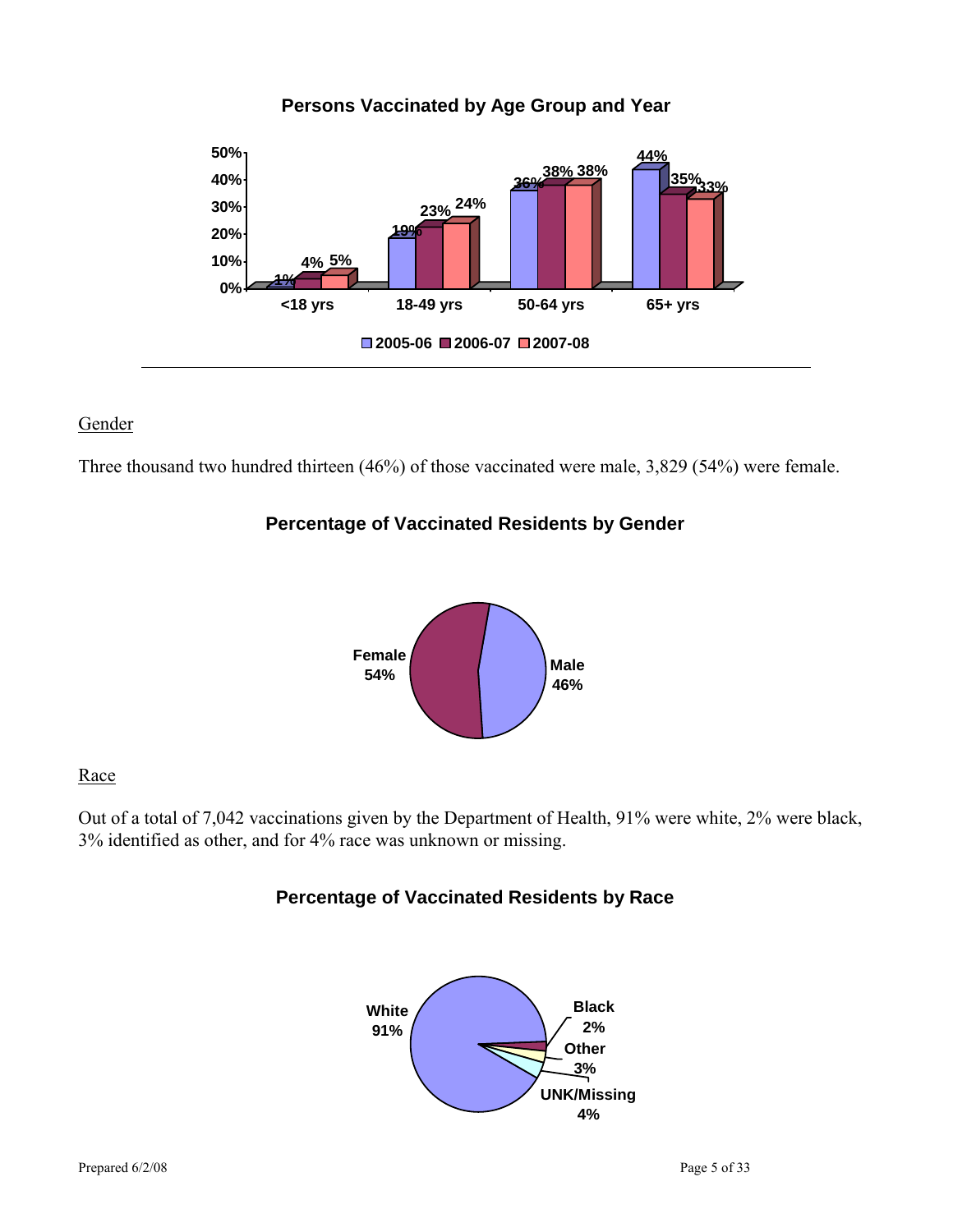**Persons Vaccinated by Age Group and Year**

| Age Group | 2005-06 | 2006-07 | 2007-08 |
|---|---|---|---|
| <18 yrs | 1% | 4% | 5% |
| 18-49 yrs | 19% | 23% | 24% |
| 50-64 yrs | 36% | 38% | 38% |
| 65+ yrs | 44% | 35% | 33% |

## Gender

Three thousand two hundred thirteen (46%) of those vaccinated were male, 3,829 (54%) were female.

**Percentage of Vaccinated Residents by Gender**

| Gender | Percentage |
|---|---|
| Female | 54% |
| Male | 46% |

## Race

Out of a total of 7,042 vaccinations given by the Department of Health, 91% were white, 2% were black, 3% identified as other, and for 4% race was unknown or missing.

**Percentage of Vaccinated Residents by Race**

| Race | Percentage |
|---|---|
| White | 91% |
| Black | 2% |
| Other | 3% |
| UNK/Missing | 4% |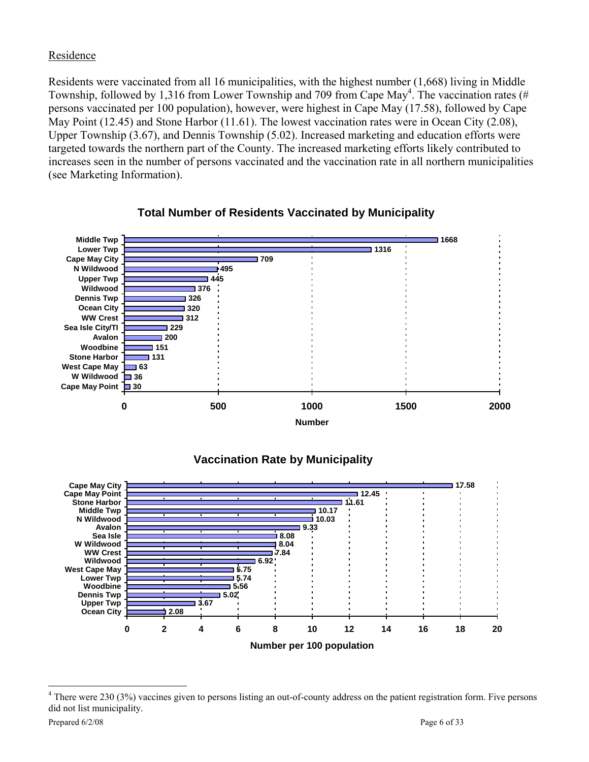Residence

Residents were vaccinated from all 16 municipalities, with the highest number (1,668) living in Middle Township, followed by 1,316 from Lower Township and 709 from Cape May[4]. The vaccination rates (# persons vaccinated per 100 population), however, were highest in Cape May (17.58), followed by Cape May Point (12.45) and Stone Harbor (11.61). The lowest vaccination rates were in Ocean City (2.08), Upper Township (3.67), and Dennis Township (5.02). Increased marketing and education efforts were targeted towards the northern part of the County. The increased marketing efforts likely contributed to increases seen in the number of persons vaccinated and the vaccination rate in all northern municipalities (see Marketing Information).

**Total Number of Residents Vaccinated by Municipality**

| Municipality | Number |
|---|---|
| Middle Twp | 1668 |
| Lower Twp | 1316 |
| Cape May City | 709 |
| N Wildwood | 495 |
| Upper Twp | 445 |
| Wildwood | 376 |
| Dennis Twp | 326 |
| Ocean City | 320 |
| WW Crest | 312 |
| Sea Isle City/TI | 229 |
| Avalon | 200 |
| Woodbine | 151 |
| Stone Harbor | 131 |
| West Cape May | 63 |
| W Wildwood | 36 |
| Cape May Point | 30 |

**Vaccination Rate by Municipality**

| Municipality | Number per 100 population |
|---|---|
| Cape May City | 17.58 |
| Cape May Point | 12.45 |
| Stone Harbor | 11.61 |
| Middle Twp | 10.17 |
| N Wildwood | 10.03 |
| Avalon | 9.33 |
| Sea Isle | 8.08 |
| W Wildwood | 8.04 |
| WW Crest | 7.84 |
| Wildwood | 6.92 |
| West Cape May | 5.75 |
| Lower Twp | 5.74 |
| Woodbine | 5.56 |
| Dennis Twp | 5.02 |
| Upper Twp | 3.67 |
| Ocean City | 2.08 |

[4] There were 230 (3%) vaccines given to persons listing an out-of-county address on the patient registration form. Five persons did not list municipality.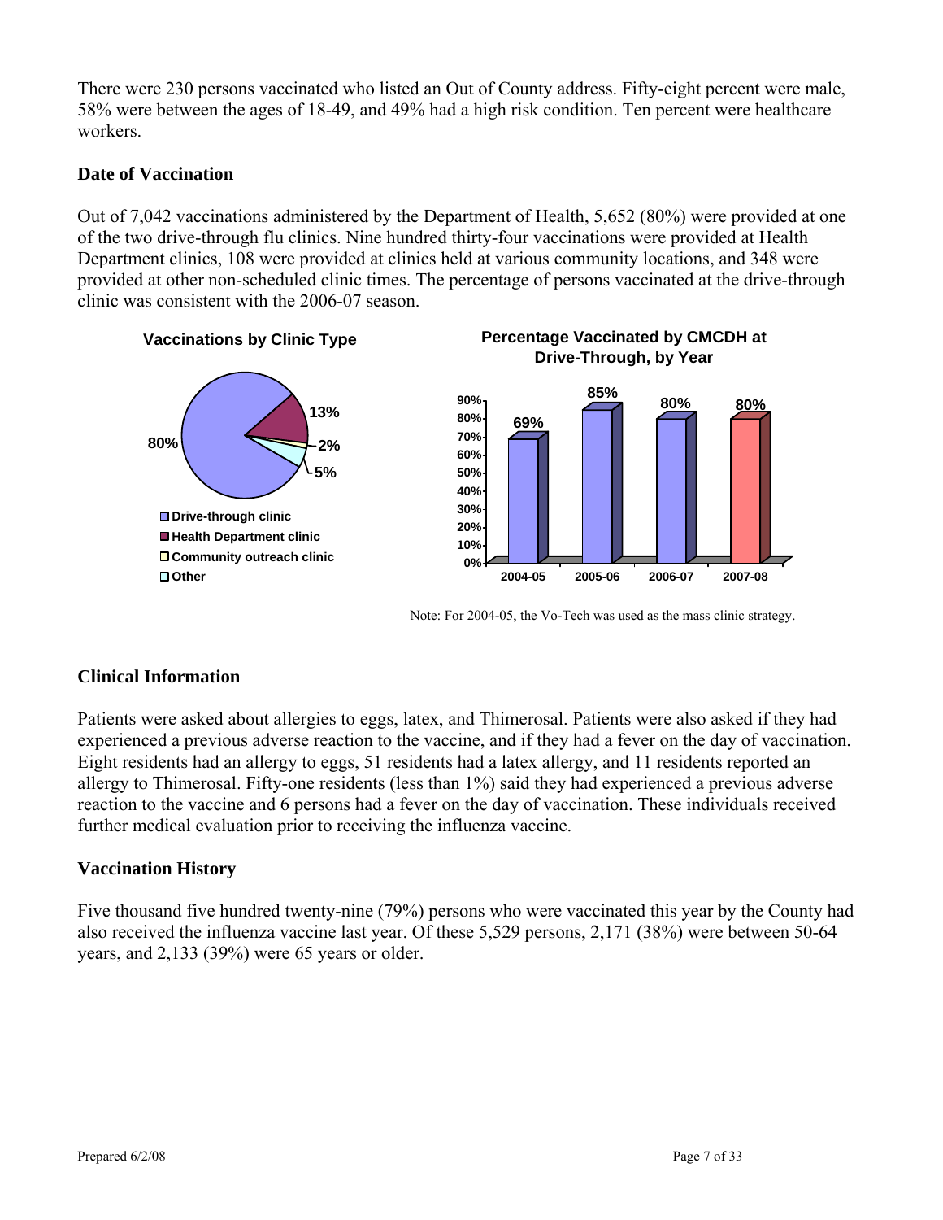There were 230 persons vaccinated who listed an Out of County address. Fifty-eight percent were male, 58% were between the ages of 18-49, and 49% had a high risk condition. Ten percent were healthcare workers.

### Date of Vaccination

Out of 7,042 vaccinations administered by the Department of Health, 5,652 (80%) were provided at one of the two drive-through flu clinics. Nine hundred thirty-four vaccinations were provided at Health Department clinics, 108 were provided at clinics held at various community locations, and 348 were provided at other non-scheduled clinic times. The percentage of persons vaccinated at the drive-through clinic was consistent with the 2006-07 season.

**Vaccinations by Clinic Type**

| Clinic Type | Percentage |
|---|---|
| Drive-through clinic | 80% |
| Health Department clinic | 13% |
| Community outreach clinic | 2% |
| Other | 5% |

**Percentage Vaccinated by CMCDH at Drive-Through, by Year**

| Year | Percentage |
|---|---|
| 2004-05 | 69% |
| 2005-06 | 85% |
| 2006-07 | 80% |
| 2007-08 | 80% |

Note: For 2004-05, the Vo-Tech was used as the mass clinic strategy.

### Clinical Information

Patients were asked about allergies to eggs, latex, and Thimerosal. Patients were also asked if they had experienced a previous adverse reaction to the vaccine, and if they had a fever on the day of vaccination. Eight residents had an allergy to eggs, 51 residents had a latex allergy, and 11 residents reported an allergy to Thimerosal. Fifty-one residents (less than 1%) said they had experienced a previous adverse reaction to the vaccine and 6 persons had a fever on the day of vaccination. These individuals received further medical evaluation prior to receiving the influenza vaccine.

### Vaccination History

Five thousand five hundred twenty-nine (79%) persons who were vaccinated this year by the County had also received the influenza vaccine last year. Of these 5,529 persons, 2,171 (38%) were between 50-64 years, and 2,133 (39%) were 65 years or older.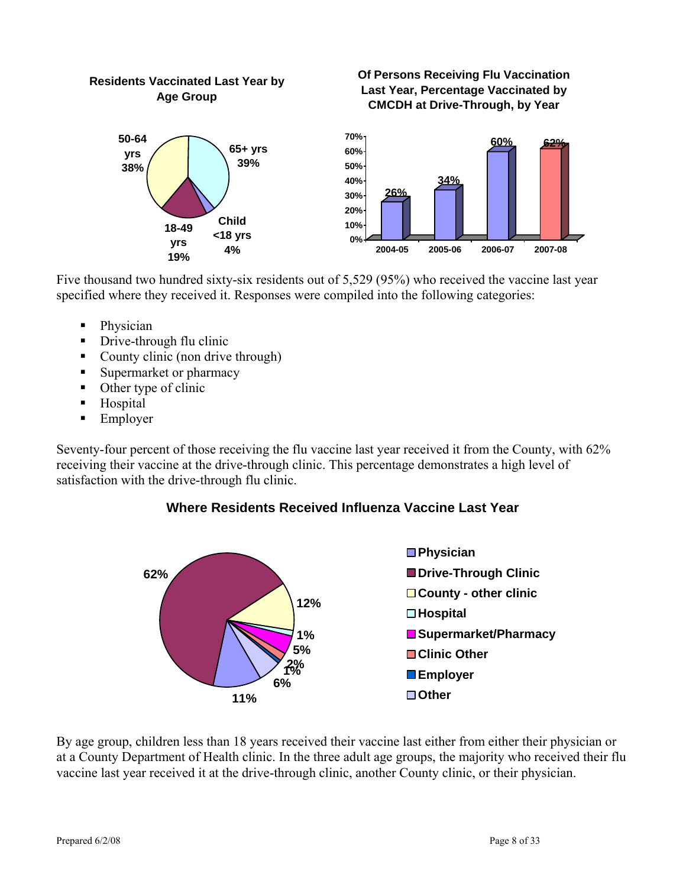**Residents Vaccinated Last Year by Age Group**

| Age Group | Percent |
|---|---|
| 50-64 yrs | 38% |
| 65+ yrs | 39% |
| Child <18 yrs | 4% |
| 18-49 yrs | 19% |

**Of Persons Receiving Flu Vaccination Last Year, Percentage Vaccinated by CMCDH at Drive-Through, by Year**

| Year | Percent |
|---|---|
| 2004-05 | 26% |
| 2005-06 | 34% |
| 2006-07 | 60% |
| 2007-08 | 62% |

Five thousand two hundred sixty-six residents out of 5,529 (95%) who received the vaccine last year specified where they received it. Responses were compiled into the following categories:

- Physician
- Drive-through flu clinic
- County clinic (non drive through)
- Supermarket or pharmacy
- Other type of clinic
- Hospital
- Employer

Seventy-four percent of those receiving the flu vaccine last year received it from the County, with 62% receiving their vaccine at the drive-through clinic. This percentage demonstrates a high level of satisfaction with the drive-through flu clinic.

**Where Residents Received Influenza Vaccine Last Year**

| Location | Percent |
|---|---|
| Physician | 11% |
| Drive-Through Clinic | 62% |
| County - other clinic | 12% |
| Hospital | 1% |
| Supermarket/Pharmacy | 5% |
| Clinic Other | 2% |
| Employer | 1% |
| Other | 6% |

By age group, children less than 18 years received their vaccine last either from either their physician or at a County Department of Health clinic. In the three adult age groups, the majority who received their flu vaccine last year received it at the drive-through clinic, another County clinic, or their physician.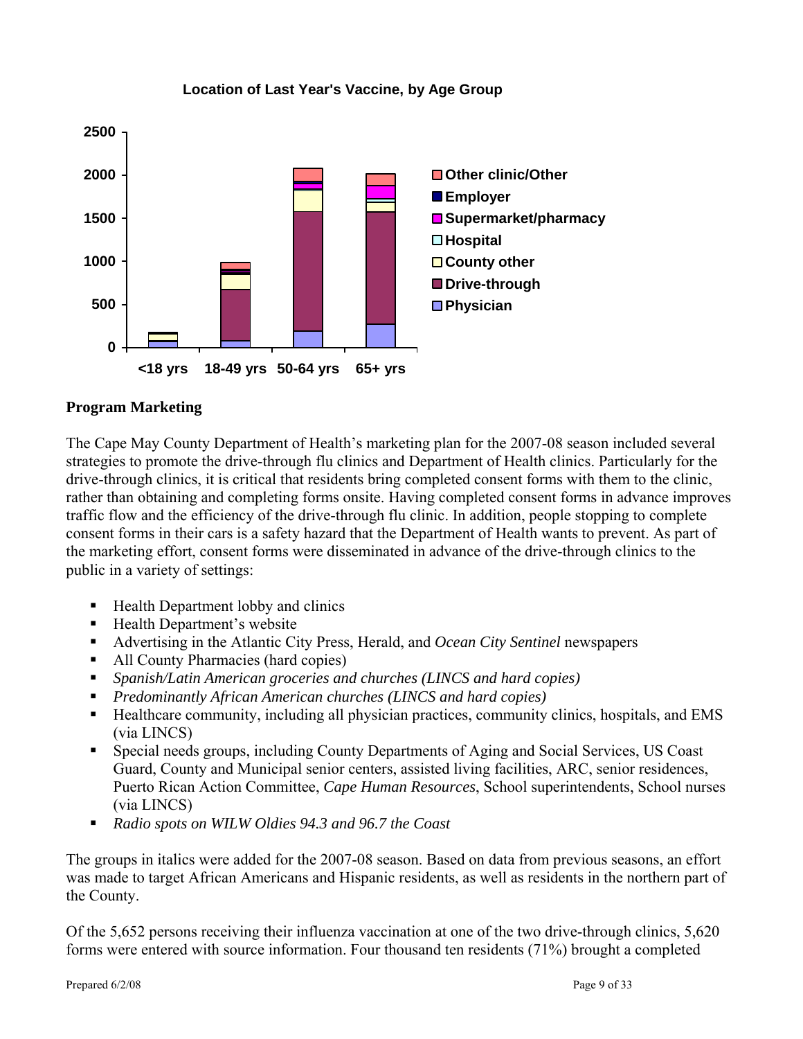**Location of Last Year's Vaccine, by Age Group**

**Program Marketing**

The Cape May County Department of Health's marketing plan for the 2007-08 season included several strategies to promote the drive-through flu clinics and Department of Health clinics. Particularly for the drive-through clinics, it is critical that residents bring completed consent forms with them to the clinic, rather than obtaining and completing forms onsite. Having completed consent forms in advance improves traffic flow and the efficiency of the drive-through flu clinic. In addition, people stopping to complete consent forms in their cars is a safety hazard that the Department of Health wants to prevent. As part of the marketing effort, consent forms were disseminated in advance of the drive-through clinics to the public in a variety of settings:

- Health Department lobby and clinics
- Health Department's website
- Advertising in the Atlantic City Press, Herald, and *Ocean City Sentinel* newspapers
- All County Pharmacies (hard copies)
- *Spanish/Latin American groceries and churches (LINCS and hard copies)*
- *Predominantly African American churches (LINCS and hard copies)*
- Healthcare community, including all physician practices, community clinics, hospitals, and EMS (via LINCS)
- Special needs groups, including County Departments of Aging and Social Services, US Coast Guard, County and Municipal senior centers, assisted living facilities, ARC, senior residences, Puerto Rican Action Committee, *Cape Human Resources*, School superintendents, School nurses (via LINCS)
- *Radio spots on WILW Oldies 94.3 and 96.7 the Coast*

The groups in italics were added for the 2007-08 season. Based on data from previous seasons, an effort was made to target African Americans and Hispanic residents, as well as residents in the northern part of the County.

Of the 5,652 persons receiving their influenza vaccination at one of the two drive-through clinics, 5,620 forms were entered with source information. Four thousand ten residents (71%) brought a completed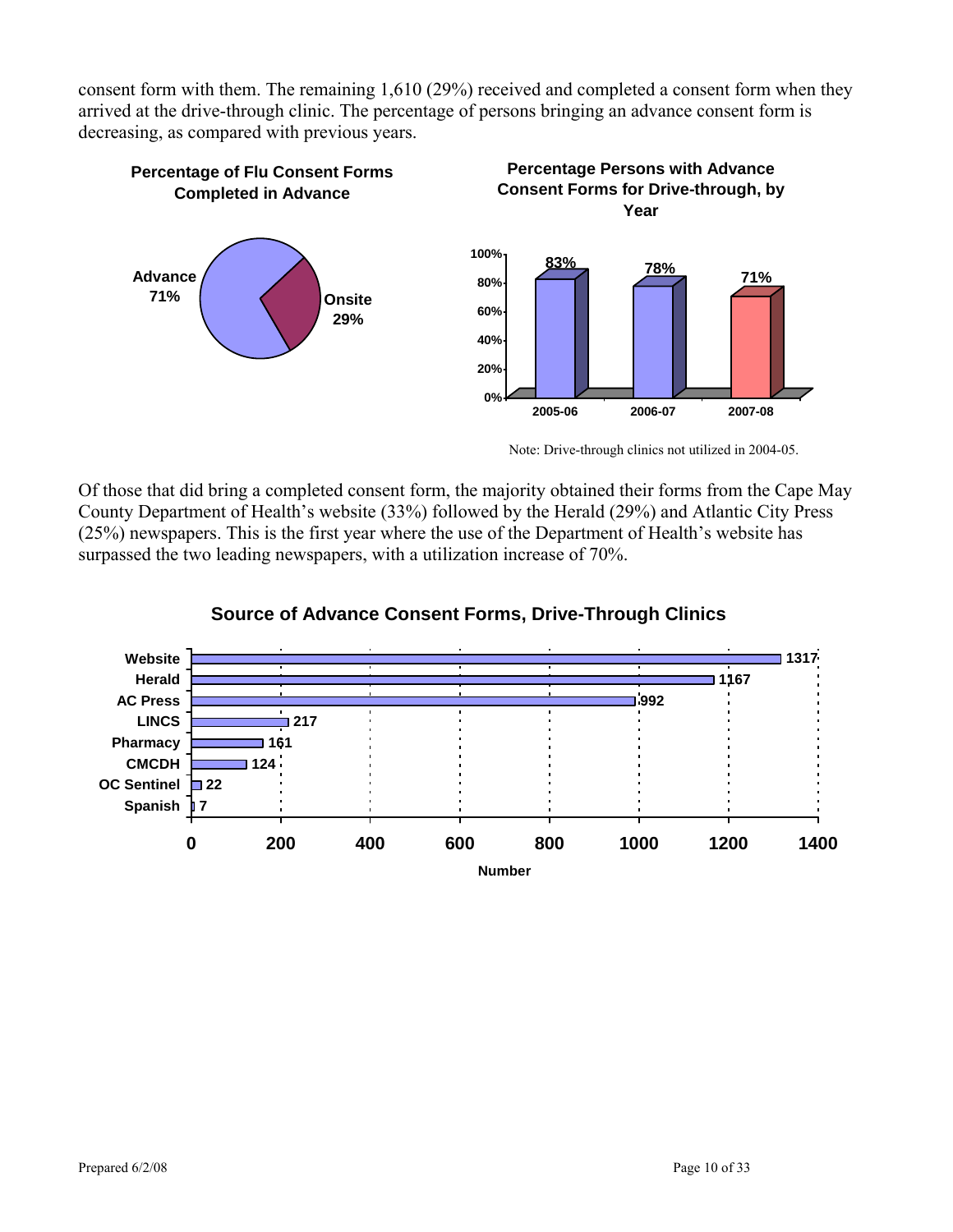consent form with them. The remaining 1,610 (29%) received and completed a consent form when they arrived at the drive-through clinic. The percentage of persons bringing an advance consent form is decreasing, as compared with previous years.

**Percentage of Flu Consent Forms Completed in Advance**

| Category | Percentage |
|---|---|
| Advance | 71% |
| Onsite | 29% |

**Percentage Persons with Advance Consent Forms for Drive-through, by Year**

| Year | Percentage |
|---|---|
| 2005-06 | 83% |
| 2006-07 | 78% |
| 2007-08 | 71% |

Note: Drive-through clinics not utilized in 2004-05.

Of those that did bring a completed consent form, the majority obtained their forms from the Cape May County Department of Health's website (33%) followed by the Herald (29%) and Atlantic City Press (25%) newspapers. This is the first year where the use of the Department of Health's website has surpassed the two leading newspapers, with a utilization increase of 70%.

**Source of Advance Consent Forms, Drive-Through Clinics**

| Source | Number |
|---|---|
| Website | 1317 |
| Herald | 1167 |
| AC Press | 992 |
| LINCS | 217 |
| Pharmacy | 161 |
| CMCDH | 124 |
| OC Sentinel | 22 |
| Spanish | 7 |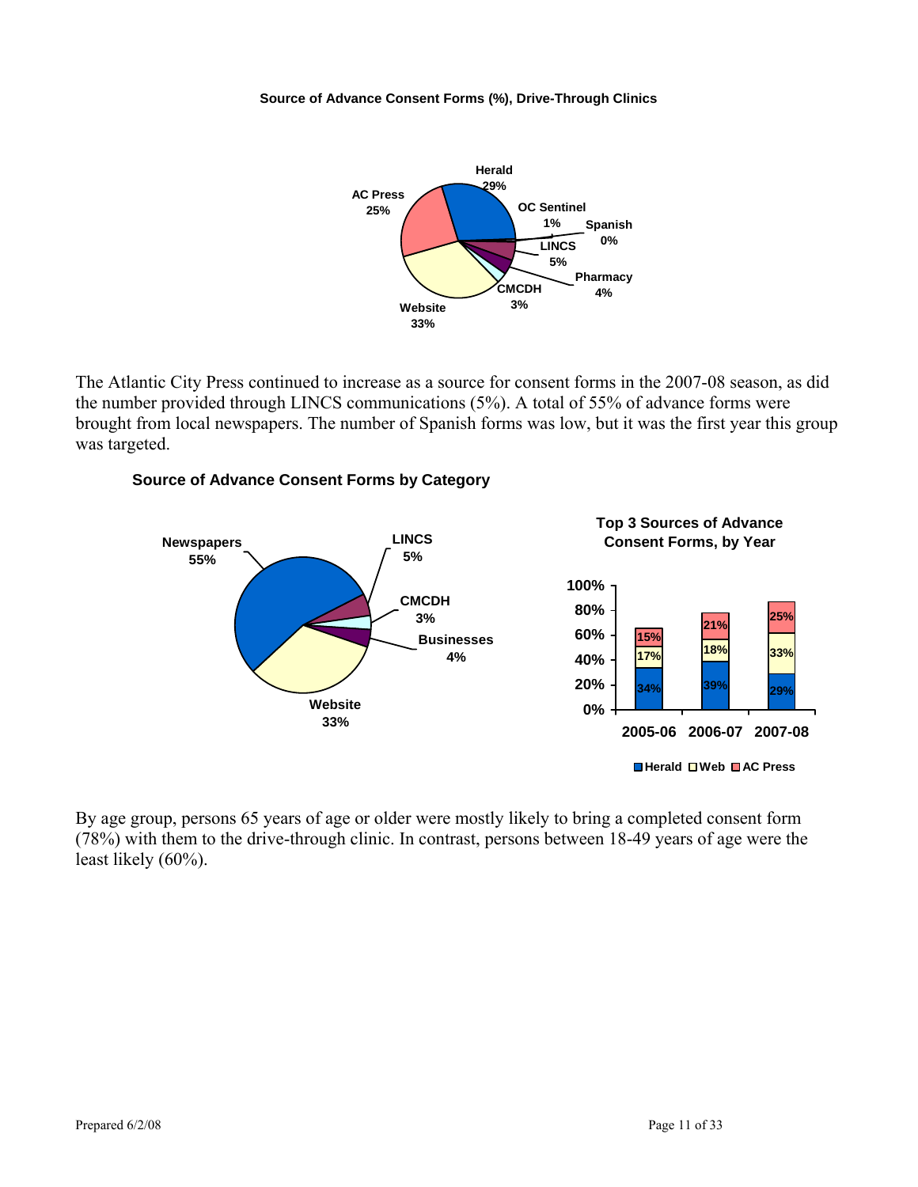**Source of Advance Consent Forms (%), Drive-Through Clinics**

| Source | % |
| --- | --- |
| Herald | 29% |
| OC Sentinel | 1% |
| Spanish | 0% |
| LINCS | 5% |
| Pharmacy | 4% |
| CMCDH | 3% |
| Website | 33% |
| AC Press | 25% |

The Atlantic City Press continued to increase as a source for consent forms in the 2007-08 season, as did the number provided through LINCS communications (5%). A total of 55% of advance forms were brought from local newspapers. The number of Spanish forms was low, but it was the first year this group was targeted.

**Source of Advance Consent Forms by Category**

| Category | % |
| --- | --- |
| Newspapers | 55% |
| LINCS | 5% |
| CMCDH | 3% |
| Businesses | 4% |
| Website | 33% |

**Top 3 Sources of Advance Consent Forms, by Year**

| Year | Herald | Web | AC Press |
| --- | --- | --- | --- |
| 2005-06 | 34% | 17% | 15% |
| 2006-07 | 39% | 18% | 21% |
| 2007-08 | 29% | 33% | 25% |

By age group, persons 65 years of age or older were mostly likely to bring a completed consent form (78%) with them to the drive-through clinic. In contrast, persons between 18-49 years of age were the least likely (60%).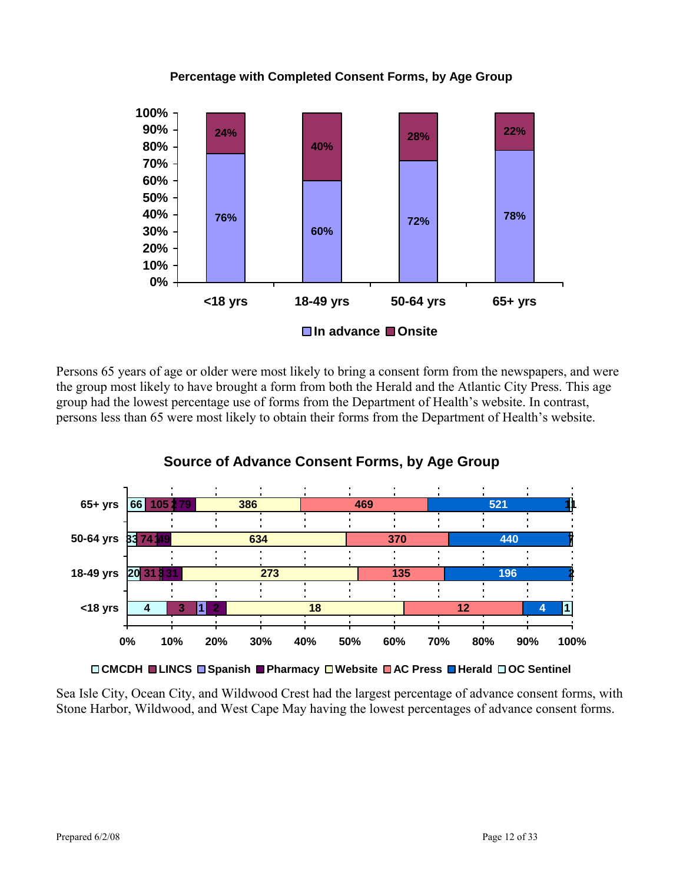**Percentage with Completed Consent Forms, by Age Group**

| Age Group | In advance | Onsite |
|---|---|---|
| <18 yrs | 76% | 24% |
| 18-49 yrs | 60% | 40% |
| 50-64 yrs | 72% | 28% |
| 65+ yrs | 78% | 22% |

Persons 65 years of age or older were most likely to bring a consent form from the newspapers, and were the group most likely to have brought a form from both the Herald and the Atlantic City Press. This age group had the lowest percentage use of forms from the Department of Health's website. In contrast, persons less than 65 were most likely to obtain their forms from the Department of Health's website.

**Source of Advance Consent Forms, by Age Group**

| Age Group | CMCDH | LINCS | Spanish | Pharmacy | Website | AC Press | Herald | OC Sentinel |
|---|---|---|---|---|---|---|---|---|
| 65+ yrs | 66 | 105 | 2 | 79 | 386 | 469 | 521 | 1 |
| 50-64 yrs | 33 | 74 | 1 | 49 | 634 | 370 | 440 | 7 |
| 18-49 yrs | 20 | 31 | 3 | 31 | 273 | 135 | 196 | 2 |
| <18 yrs | 4 | 3 | 1 | 2 | 18 | 12 | 4 | 1 |

Sea Isle City, Ocean City, and Wildwood Crest had the largest percentage of advance consent forms, with Stone Harbor, Wildwood, and West Cape May having the lowest percentages of advance consent forms.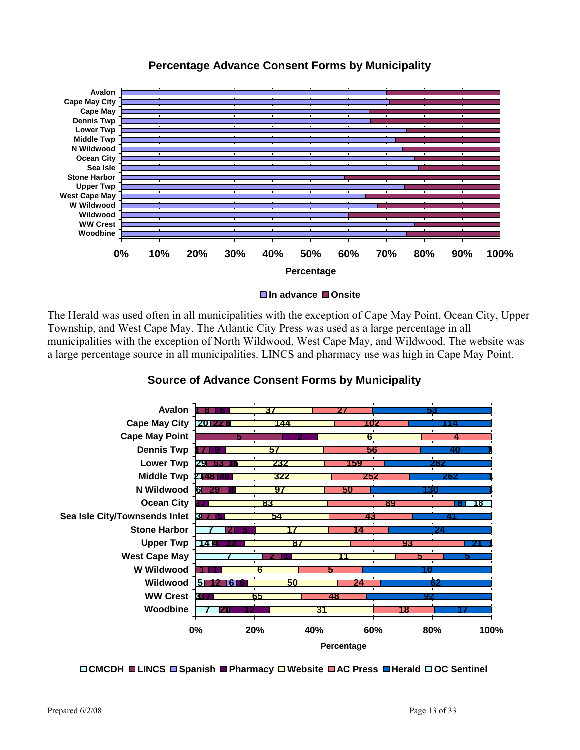## Percentage Advance Consent Forms by Municipality

## Source of Advance Consent Forms by Municipality

The Herald was used often in all municipalities with the exception of Cape May Point, Ocean City, Upper Township, and West Cape May. The Atlantic City Press was used as a large percentage in all municipalities with the exception of North Wildwood, West Cape May, and Wildwood. The website was a large percentage source in all municipalities. LINCS and pharmacy use was high in Cape May Point.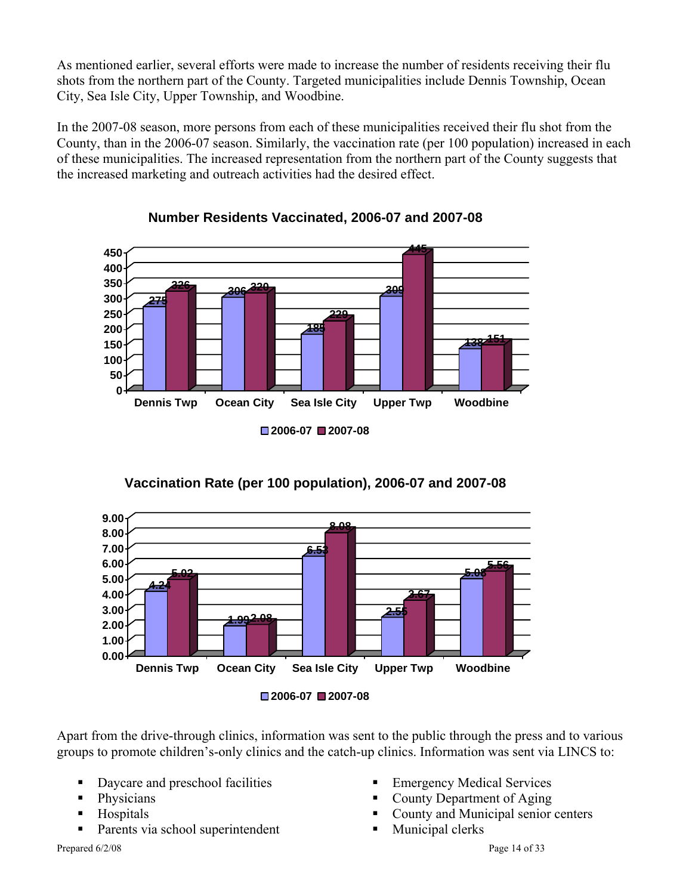As mentioned earlier, several efforts were made to increase the number of residents receiving their flu shots from the northern part of the County. Targeted municipalities include Dennis Township, Ocean City, Sea Isle City, Upper Township, and Woodbine.

In the 2007-08 season, more persons from each of these municipalities received their flu shot from the County, than in the 2006-07 season. Similarly, the vaccination rate (per 100 population) increased in each of these municipalities. The increased representation from the northern part of the County suggests that the increased marketing and outreach activities had the desired effect.

**Number Residents Vaccinated, 2006-07 and 2007-08**

| | 2006-07 | 2007-08 |
|---|---|---|
| Dennis Twp | 275 | 326 |
| Ocean City | 306 | 320 |
| Sea Isle City | 185 | 229 |
| Upper Twp | 309 | 445 |
| Woodbine | 138 | 151 |

**Vaccination Rate (per 100 population), 2006-07 and 2007-08**

| | 2006-07 | 2007-08 |
|---|---|---|
| Dennis Twp | 4.24 | 5.02 |
| Ocean City | 1.99 | 2.08 |
| Sea Isle City | 6.53 | 8.08 |
| Upper Twp | 2.55 | 3.67 |
| Woodbine | 5.08 | 5.56 |

Apart from the drive-through clinics, information was sent to the public through the press and to various groups to promote children's-only clinics and the catch-up clinics. Information was sent via LINCS to:

- Daycare and preschool facilities
- Physicians
- Hospitals
- Parents via school superintendent
- Emergency Medical Services
- County Department of Aging
- County and Municipal senior centers
- Municipal clerks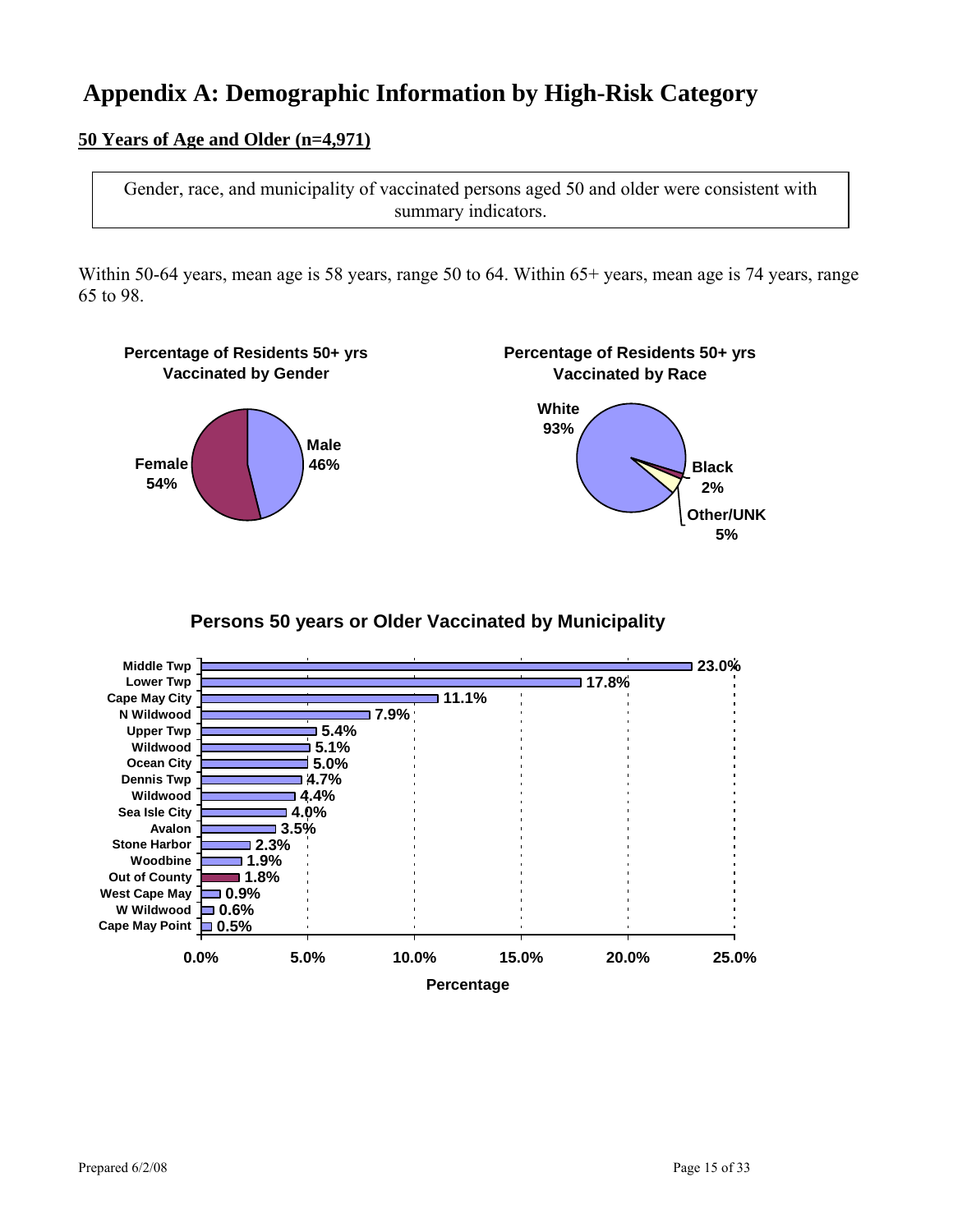# Appendix A: Demographic Information by High-Risk Category

**50 Years of Age and Older (n=4,971)**

Gender, race, and municipality of vaccinated persons aged 50 and older were consistent with summary indicators.

Within 50-64 years, mean age is 58 years, range 50 to 64. Within 65+ years, mean age is 74 years, range 65 to 98.

**Percentage of Residents 50+ yrs Vaccinated by Gender**

| Gender | Percentage |
| --- | --- |
| Female | 54% |
| Male | 46% |

**Percentage of Residents 50+ yrs Vaccinated by Race**

| Race | Percentage |
| --- | --- |
| White | 93% |
| Black | 2% |
| Other/UNK | 5% |

**Persons 50 years or Older Vaccinated by Municipality**

| Municipality | Percentage |
| --- | --- |
| Middle Twp | 23.0% |
| Lower Twp | 17.8% |
| Cape May City | 11.1% |
| N Wildwood | 7.9% |
| Upper Twp | 5.4% |
| Wildwood | 5.1% |
| Ocean City | 5.0% |
| Dennis Twp | 4.7% |
| Wildwood | 4.4% |
| Sea Isle City | 4.0% |
| Avalon | 3.5% |
| Stone Harbor | 2.3% |
| Woodbine | 1.9% |
| Out of County | 1.8% |
| West Cape May | 0.9% |
| W Wildwood | 0.6% |
| Cape May Point | 0.5% |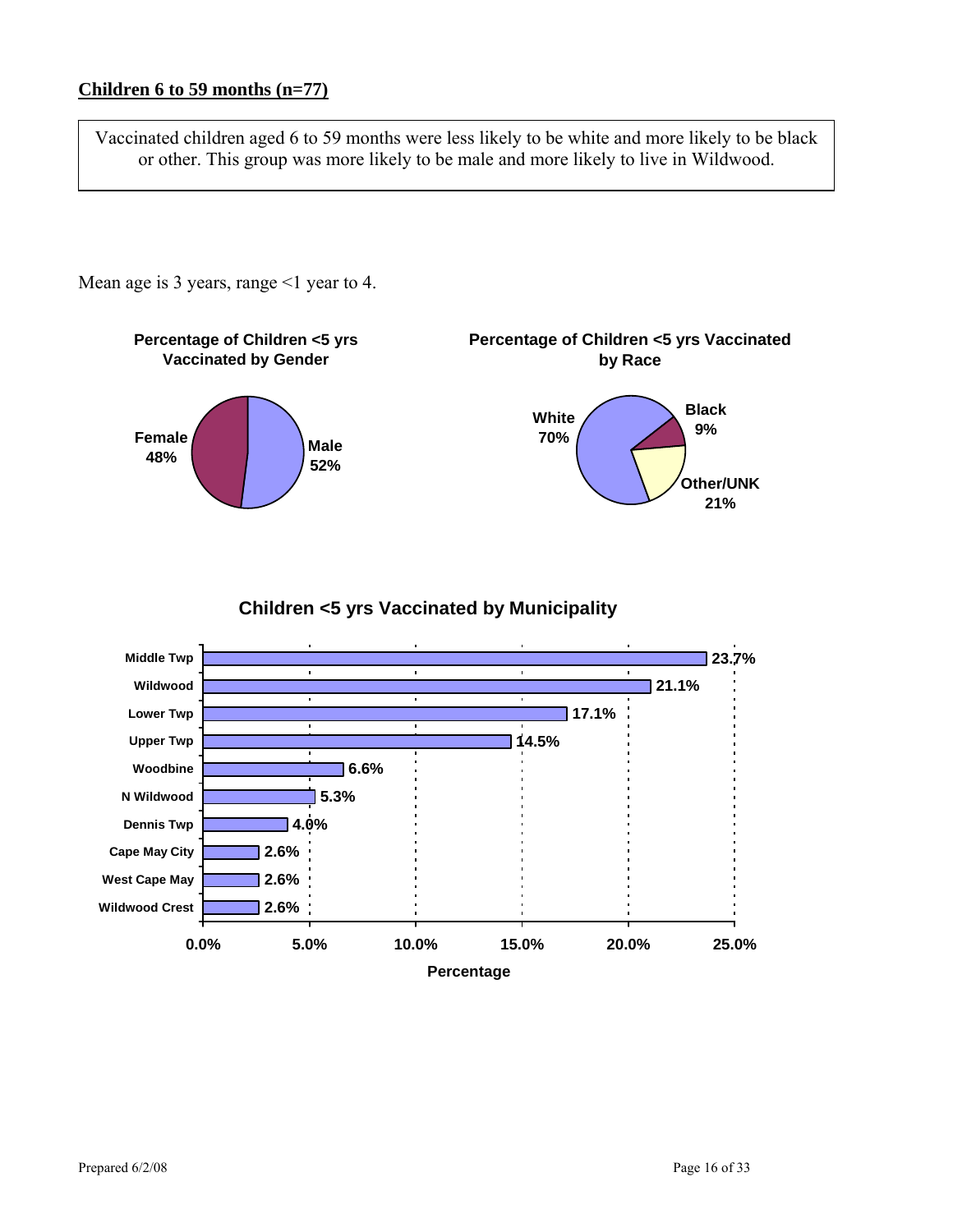## Children 6 to 59 months (n=77)

Vaccinated children aged 6 to 59 months were less likely to be white and more likely to be black or other. This group was more likely to be male and more likely to live in Wildwood.

Mean age is 3 years, range <1 year to 4.

**Percentage of Children <5 yrs Vaccinated by Gender**

| Gender | Percentage |
|---|---|
| Female | 48% |
| Male | 52% |

**Percentage of Children <5 yrs Vaccinated by Race**

| Race | Percentage |
|---|---|
| White | 70% |
| Black | 9% |
| Other/UNK | 21% |

**Children <5 yrs Vaccinated by Municipality**

| Municipality | Percentage |
|---|---|
| Middle Twp | 23.7% |
| Wildwood | 21.1% |
| Lower Twp | 17.1% |
| Upper Twp | 14.5% |
| Woodbine | 6.6% |
| N Wildwood | 5.3% |
| Dennis Twp | 4.0% |
| Cape May City | 2.6% |
| West Cape May | 2.6% |
| Wildwood Crest | 2.6% |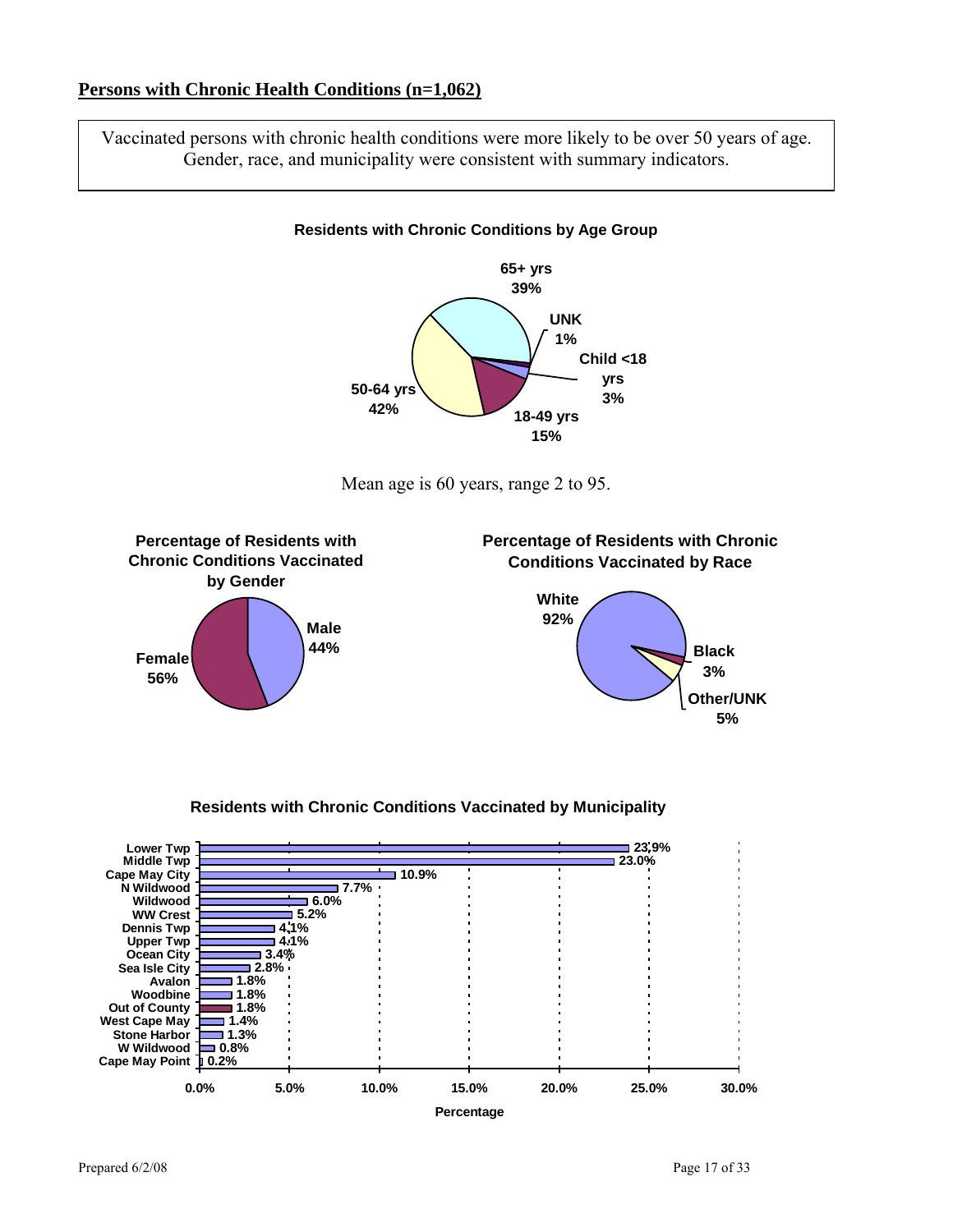## Persons with Chronic Health Conditions (n=1,062)

Vaccinated persons with chronic health conditions were more likely to be over 50 years of age. Gender, race, and municipality were consistent with summary indicators.

**Residents with Chronic Conditions by Age Group**

| Age Group | Percentage |
|---|---|
| 65+ yrs | 39% |
| UNK | 1% |
| Child <18 yrs | 3% |
| 18-49 yrs | 15% |
| 50-64 yrs | 42% |

Mean age is 60 years, range 2 to 95.

**Percentage of Residents with Chronic Conditions Vaccinated by Gender**

| Gender | Percentage |
|---|---|
| Male | 44% |
| Female | 56% |

**Percentage of Residents with Chronic Conditions Vaccinated by Race**

| Race | Percentage |
|---|---|
| White | 92% |
| Black | 3% |
| Other/UNK | 5% |

**Residents with Chronic Conditions Vaccinated by Municipality**

| Municipality | Percentage |
|---|---|
| Lower Twp | 23.9% |
| Middle Twp | 23.0% |
| Cape May City | 10.9% |
| N Wildwood | 7.7% |
| Wildwood | 6.0% |
| WW Crest | 5.2% |
| Dennis Twp | 4.1% |
| Upper Twp | 4.1% |
| Ocean City | 3.4% |
| Sea Isle City | 2.8% |
| Avalon | 1.8% |
| Woodbine | 1.8% |
| Out of County | 1.8% |
| West Cape May | 1.4% |
| Stone Harbor | 1.3% |
| W Wildwood | 0.8% |
| Cape May Point | 0.2% |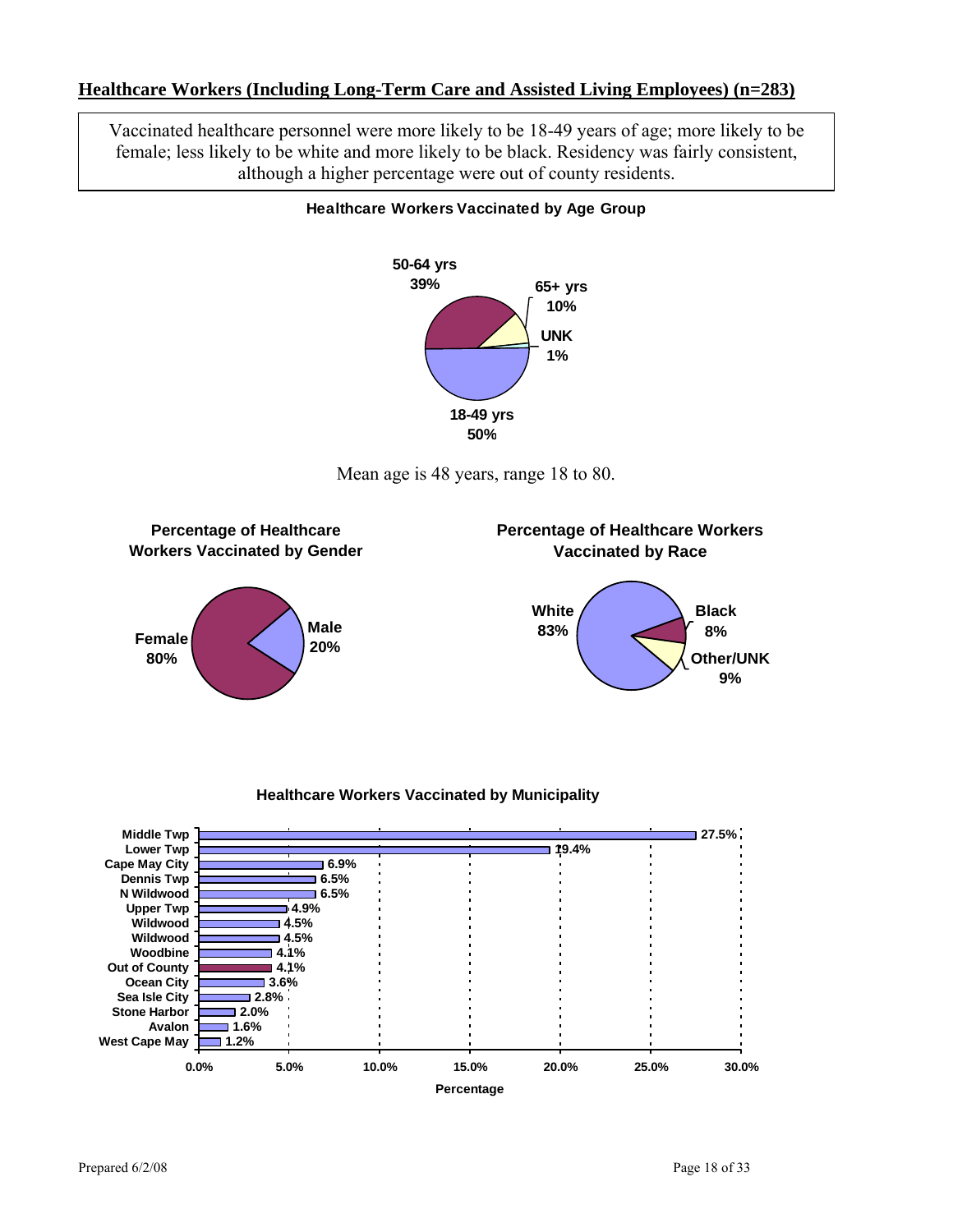## Healthcare Workers (Including Long-Term Care and Assisted Living Employees) (n=283)

Vaccinated healthcare personnel were more likely to be 18-49 years of age; more likely to be female; less likely to be white and more likely to be black. Residency was fairly consistent, although a higher percentage were out of county residents.

**Healthcare Workers Vaccinated by Age Group**

| Age Group | Percentage |
| --- | --- |
| 18-49 yrs | 50% |
| 50-64 yrs | 39% |
| 65+ yrs | 10% |
| UNK | 1% |

Mean age is 48 years, range 18 to 80.

**Percentage of Healthcare Workers Vaccinated by Gender**

| Gender | Percentage |
| --- | --- |
| Female | 80% |
| Male | 20% |

**Percentage of Healthcare Workers Vaccinated by Race**

| Race | Percentage |
| --- | --- |
| White | 83% |
| Black | 8% |
| Other/UNK | 9% |

**Healthcare Workers Vaccinated by Municipality**

| Municipality | Percentage |
| --- | --- |
| Middle Twp | 27.5% |
| Lower Twp | 19.4% |
| Cape May City | 6.9% |
| Dennis Twp | 6.5% |
| N Wildwood | 6.5% |
| Upper Twp | 4.9% |
| Wildwood | 4.5% |
| Wildwood | 4.5% |
| Woodbine | 4.1% |
| Out of County | 4.1% |
| Ocean City | 3.6% |
| Sea Isle City | 2.8% |
| Stone Harbor | 2.0% |
| Avalon | 1.6% |
| West Cape May | 1.2% |

Prepared 6/2/08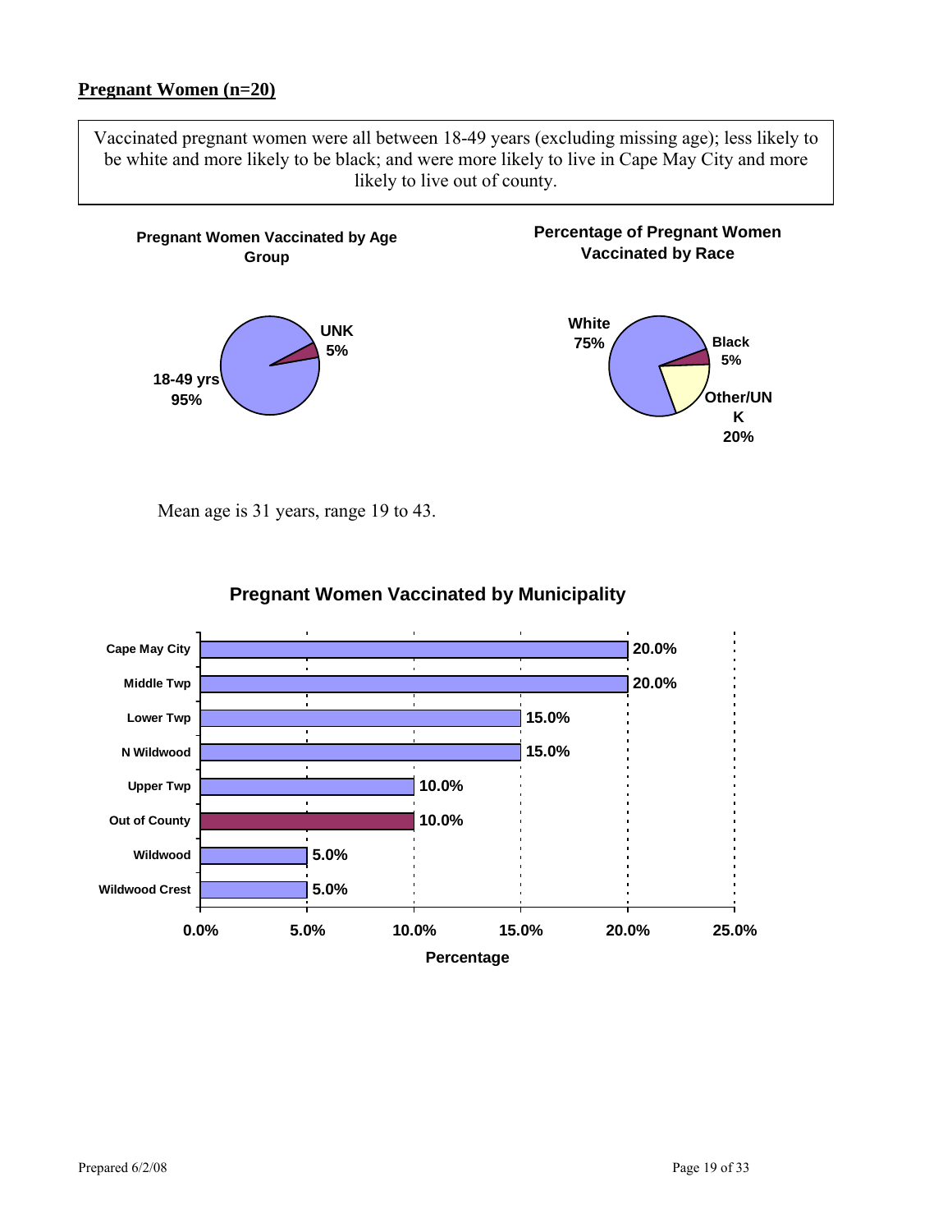**Pregnant Women (n=20)**

Vaccinated pregnant women were all between 18-49 years (excluding missing age); less likely to be white and more likely to be black; and were more likely to live in Cape May City and more likely to live out of county.

**Pregnant Women Vaccinated by Age Group**

| Age Group | Percentage |
| --- | --- |
| 18-49 yrs | 95% |
| UNK | 5% |

**Percentage of Pregnant Women Vaccinated by Race**

| Race | Percentage |
| --- | --- |
| White | 75% |
| Black | 5% |
| Other/UNK | 20% |

Mean age is 31 years, range 19 to 43.

**Pregnant Women Vaccinated by Municipality**

| Municipality | Percentage |
| --- | --- |
| Cape May City | 20.0% |
| Middle Twp | 20.0% |
| Lower Twp | 15.0% |
| N Wildwood | 15.0% |
| Upper Twp | 10.0% |
| Out of County | 10.0% |
| Wildwood | 5.0% |
| Wildwood Crest | 5.0% |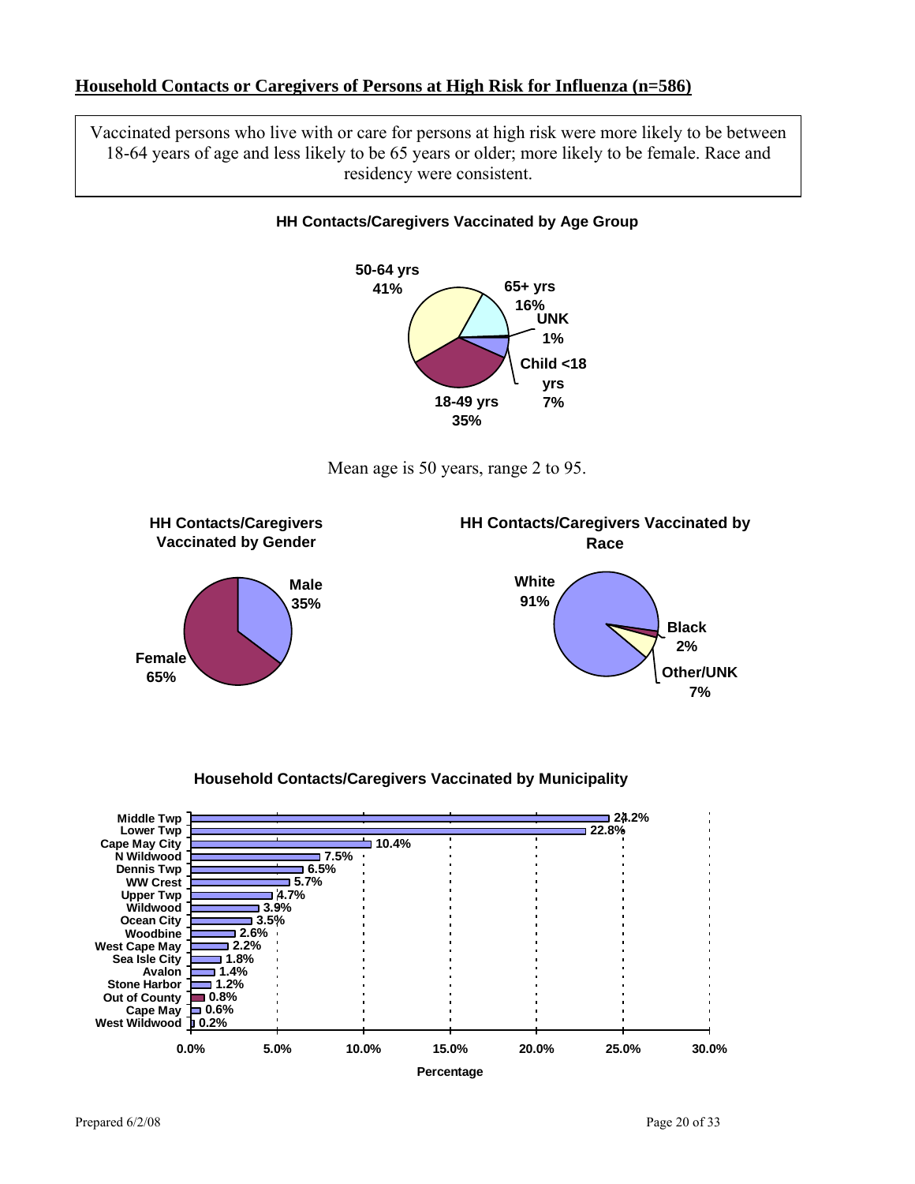## Household Contacts or Caregivers of Persons at High Risk for Influenza (n=586)

Vaccinated persons who live with or care for persons at high risk were more likely to be between 18-64 years of age and less likely to be 65 years or older; more likely to be female. Race and residency were consistent.

**HH Contacts/Caregivers Vaccinated by Age Group**

| Age Group | Percentage |
|---|---|
| 50-64 yrs | 41% |
| 65+ yrs | 16% |
| UNK | 1% |
| Child <18 yrs | 7% |
| 18-49 yrs | 35% |

Mean age is 50 years, range 2 to 95.

**HH Contacts/Caregivers Vaccinated by Gender**

| Gender | Percentage |
|---|---|
| Male | 35% |
| Female | 65% |

**HH Contacts/Caregivers Vaccinated by Race**

| Race | Percentage |
|---|---|
| White | 91% |
| Black | 2% |
| Other/UNK | 7% |

**Household Contacts/Caregivers Vaccinated by Municipality**

| Municipality | Percentage |
|---|---|
| Middle Twp | 24.2% |
| Lower Twp | 22.8% |
| Cape May City | 10.4% |
| N Wildwood | 7.5% |
| Dennis Twp | 6.5% |
| WW Crest | 5.7% |
| Upper Twp | 4.7% |
| Wildwood | 3.9% |
| Ocean City | 3.5% |
| Woodbine | 2.6% |
| West Cape May | 2.2% |
| Sea Isle City | 1.8% |
| Avalon | 1.4% |
| Stone Harbor | 1.2% |
| Out of County | 0.8% |
| Cape May | 0.6% |
| West Wildwood | 0.2% |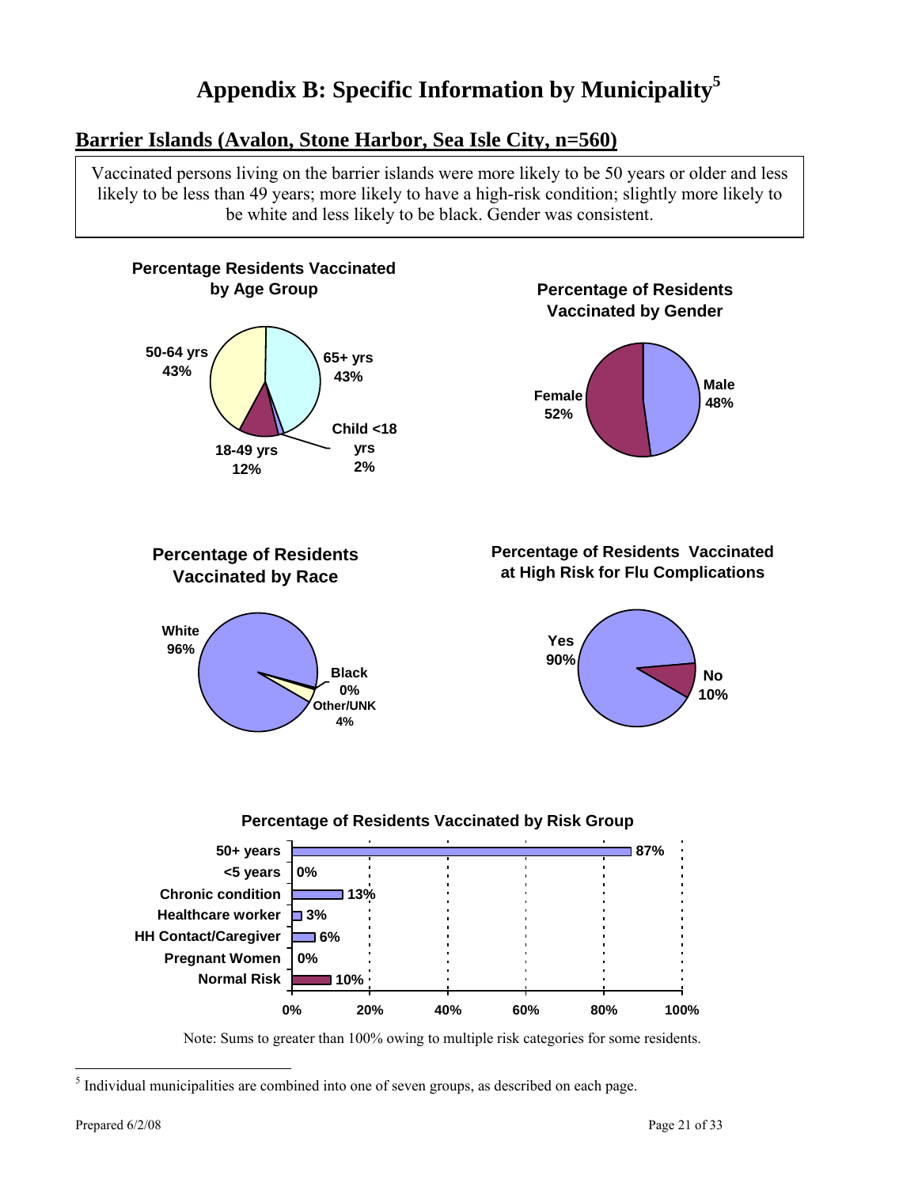# Appendix B: Specific Information by Municipality[5]

## Barrier Islands (Avalon, Stone Harbor, Sea Isle City, n=560)

Vaccinated persons living on the barrier islands were more likely to be 50 years or older and less likely to be less than 49 years; more likely to have a high-risk condition; slightly more likely to be white and less likely to be black. Gender was consistent.

**Percentage Residents Vaccinated by Age Group**

| Age Group | Percentage |
|---|---|
| 65+ yrs | 43% |
| 50-64 yrs | 43% |
| 18-49 yrs | 12% |
| Child <18 yrs | 2% |

**Percentage of Residents Vaccinated by Gender**

| Gender | Percentage |
|---|---|
| Female | 52% |
| Male | 48% |

**Percentage of Residents Vaccinated by Race**

| Race | Percentage |
|---|---|
| White | 96% |
| Black | 0% |
| Other/UNK | 4% |

**Percentage of Residents Vaccinated at High Risk for Flu Complications**

| High Risk | Percentage |
|---|---|
| Yes | 90% |
| No | 10% |

**Percentage of Residents Vaccinated by Risk Group**

| Risk Group | Percentage |
|---|---|
| 50+ years | 87% |
| <5 years | 0% |
| Chronic condition | 13% |
| Healthcare worker | 3% |
| HH Contact/Caregiver | 6% |
| Pregnant Women | 0% |
| Normal Risk | 10% |

Note: Sums to greater than 100% owing to multiple risk categories for some residents.

[5] Individual municipalities are combined into one of seven groups, as described on each page.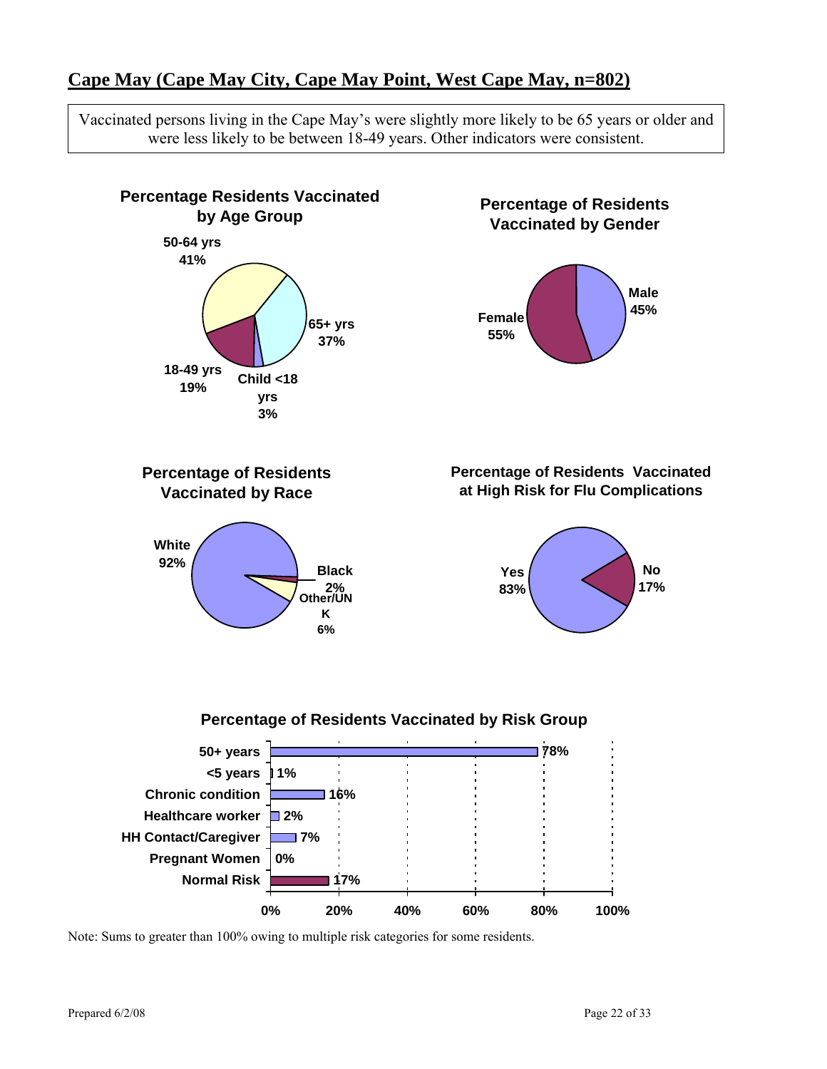## Cape May (Cape May City, Cape May Point, West Cape May, n=802)

Vaccinated persons living in the Cape May's were slightly more likely to be 65 years or older and were less likely to be between 18-49 years. Other indicators were consistent.

**Percentage Residents Vaccinated by Age Group**

| Age Group | Percentage |
|---|---|
| 50-64 yrs | 41% |
| 65+ yrs | 37% |
| Child <18 yrs | 3% |
| 18-49 yrs | 19% |

**Percentage of Residents Vaccinated by Gender**

| Gender | Percentage |
|---|---|
| Male | 45% |
| Female | 55% |

**Percentage of Residents Vaccinated by Race**

| Race | Percentage |
|---|---|
| White | 92% |
| Black | 2% |
| Other/UNK | 6% |

**Percentage of Residents Vaccinated at High Risk for Flu Complications**

| High Risk | Percentage |
|---|---|
| Yes | 83% |
| No | 17% |

**Percentage of Residents Vaccinated by Risk Group**

| Risk Group | Percentage |
|---|---|
| 50+ years | 78% |
| <5 years | 1% |
| Chronic condition | 16% |
| Healthcare worker | 2% |
| HH Contact/Caregiver | 7% |
| Pregnant Women | 0% |
| Normal Risk | 17% |

Note: Sums to greater than 100% owing to multiple risk categories for some residents.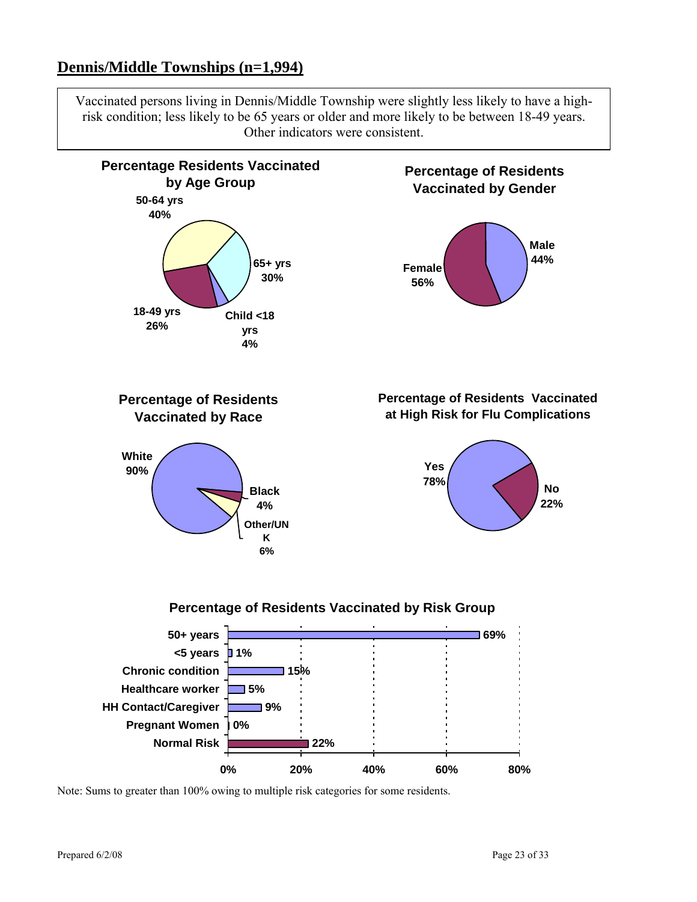## Dennis/Middle Townships (n=1,994)

Vaccinated persons living in Dennis/Middle Township were slightly less likely to have a high-risk condition; less likely to be 65 years or older and more likely to be between 18-49 years. Other indicators were consistent.

**Percentage Residents Vaccinated by Age Group**

| Age Group | Percentage |
|---|---|
| 50-64 yrs | 40% |
| 65+ yrs | 30% |
| Child <18 yrs | 4% |
| 18-49 yrs | 26% |

**Percentage of Residents Vaccinated by Gender**

| Gender | Percentage |
|---|---|
| Male | 44% |
| Female | 56% |

**Percentage of Residents Vaccinated by Race**

| Race | Percentage |
|---|---|
| White | 90% |
| Black | 4% |
| Other/UNK | 6% |

**Percentage of Residents Vaccinated at High Risk for Flu Complications**

| High Risk | Percentage |
|---|---|
| Yes | 78% |
| No | 22% |

**Percentage of Residents Vaccinated by Risk Group**

| Risk Group | Percentage |
|---|---|
| 50+ years | 69% |
| <5 years | 1% |
| Chronic condition | 15% |
| Healthcare worker | 5% |
| HH Contact/Caregiver | 9% |
| Pregnant Women | 0% |
| Normal Risk | 22% |

Note: Sums to greater than 100% owing to multiple risk categories for some residents.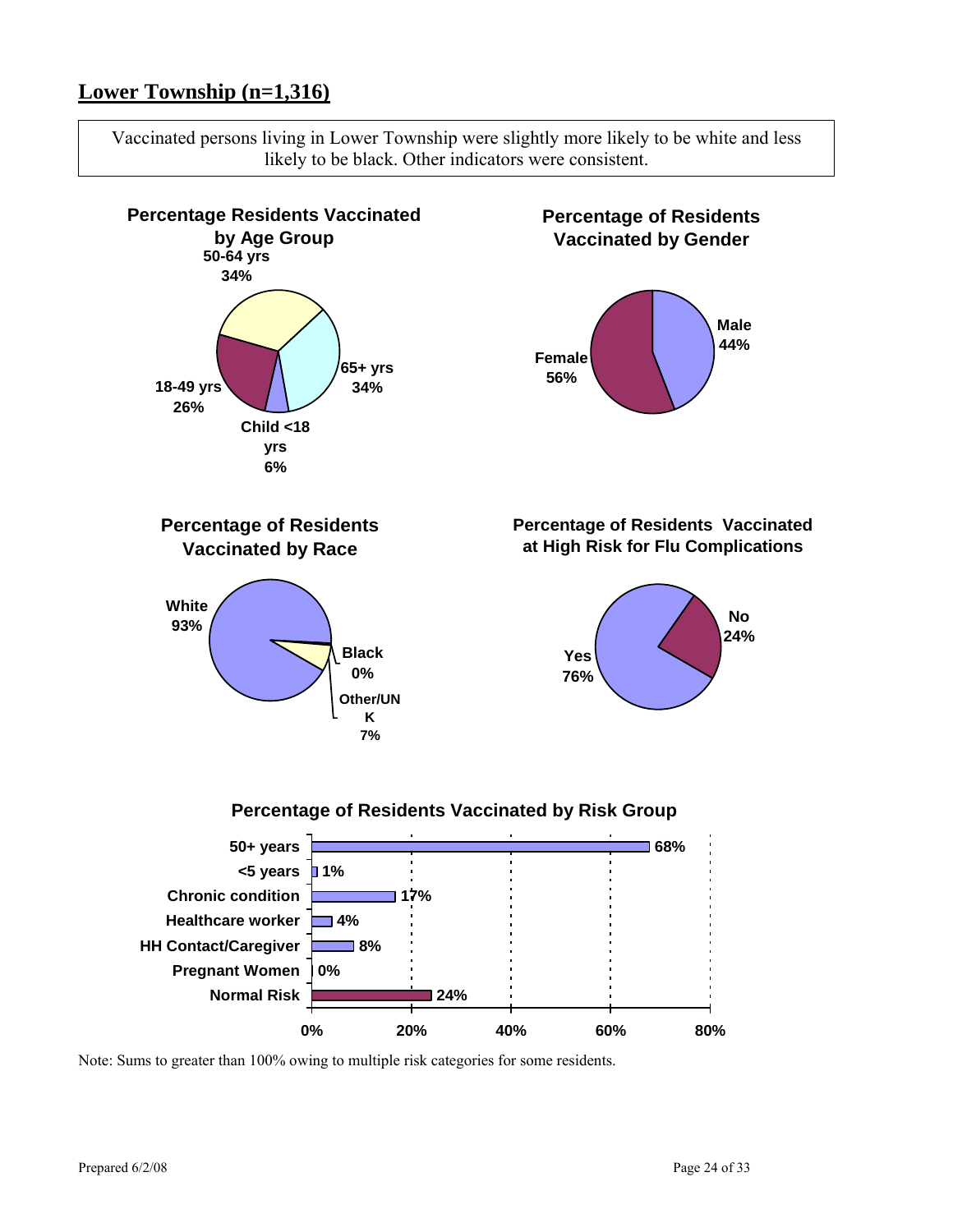## Lower Township (n=1,316)

Vaccinated persons living in Lower Township were slightly more likely to be white and less likely to be black. Other indicators were consistent.

**Percentage Residents Vaccinated by Age Group**

| Age Group | Percentage |
|---|---|
| 50-64 yrs | 34% |
| 65+ yrs | 34% |
| Child <18 yrs | 6% |
| 18-49 yrs | 26% |

**Percentage of Residents Vaccinated by Gender**

| Gender | Percentage |
|---|---|
| Male | 44% |
| Female | 56% |

**Percentage of Residents Vaccinated by Race**

| Race | Percentage |
|---|---|
| White | 93% |
| Black | 0% |
| Other/UNK | 7% |

**Percentage of Residents Vaccinated at High Risk for Flu Complications**

| High Risk | Percentage |
|---|---|
| No | 24% |
| Yes | 76% |

**Percentage of Residents Vaccinated by Risk Group**

| Risk Group | Percentage |
|---|---|
| 50+ years | 68% |
| <5 years | 1% |
| Chronic condition | 17% |
| Healthcare worker | 4% |
| HH Contact/Caregiver | 8% |
| Pregnant Women | 0% |
| Normal Risk | 24% |

Note: Sums to greater than 100% owing to multiple risk categories for some residents.

Prepared 6/2/08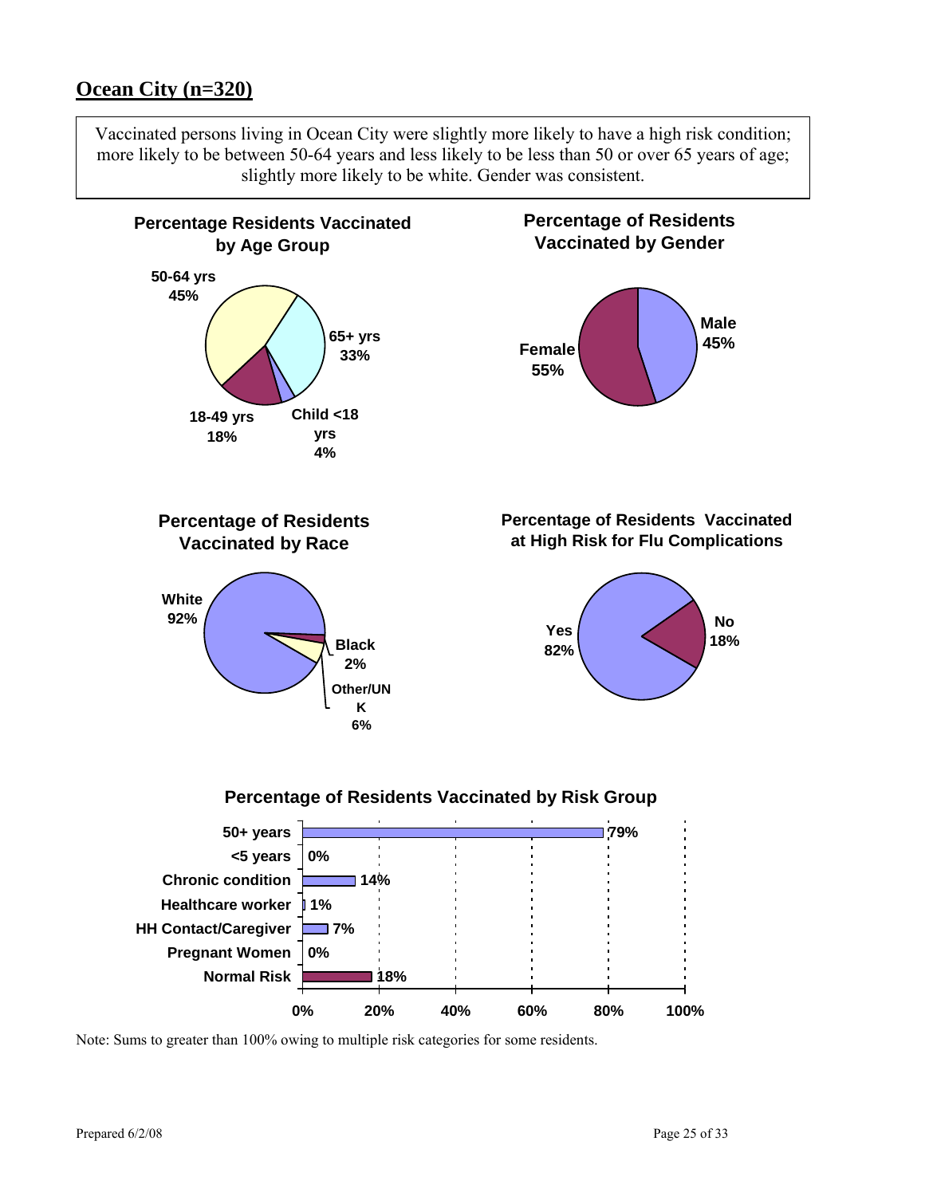## Ocean City (n=320)

Vaccinated persons living in Ocean City were slightly more likely to have a high risk condition; more likely to be between 50-64 years and less likely to be less than 50 or over 65 years of age; slightly more likely to be white. Gender was consistent.

**Percentage Residents Vaccinated by Age Group**

| Age Group | Percentage |
|---|---|
| 50-64 yrs | 45% |
| 65+ yrs | 33% |
| 18-49 yrs | 18% |
| Child <18 yrs | 4% |

**Percentage of Residents Vaccinated by Gender**

| Gender | Percentage |
|---|---|
| Male | 45% |
| Female | 55% |

**Percentage of Residents Vaccinated by Race**

| Race | Percentage |
|---|---|
| White | 92% |
| Black | 2% |
| Other/UNK | 6% |

**Percentage of Residents Vaccinated at High Risk for Flu Complications**

| High Risk | Percentage |
|---|---|
| Yes | 82% |
| No | 18% |

**Percentage of Residents Vaccinated by Risk Group**

| Risk Group | Percentage |
|---|---|
| 50+ years | 79% |
| <5 years | 0% |
| Chronic condition | 14% |
| Healthcare worker | 1% |
| HH Contact/Caregiver | 7% |
| Pregnant Women | 0% |
| Normal Risk | 18% |

Note: Sums to greater than 100% owing to multiple risk categories for some residents.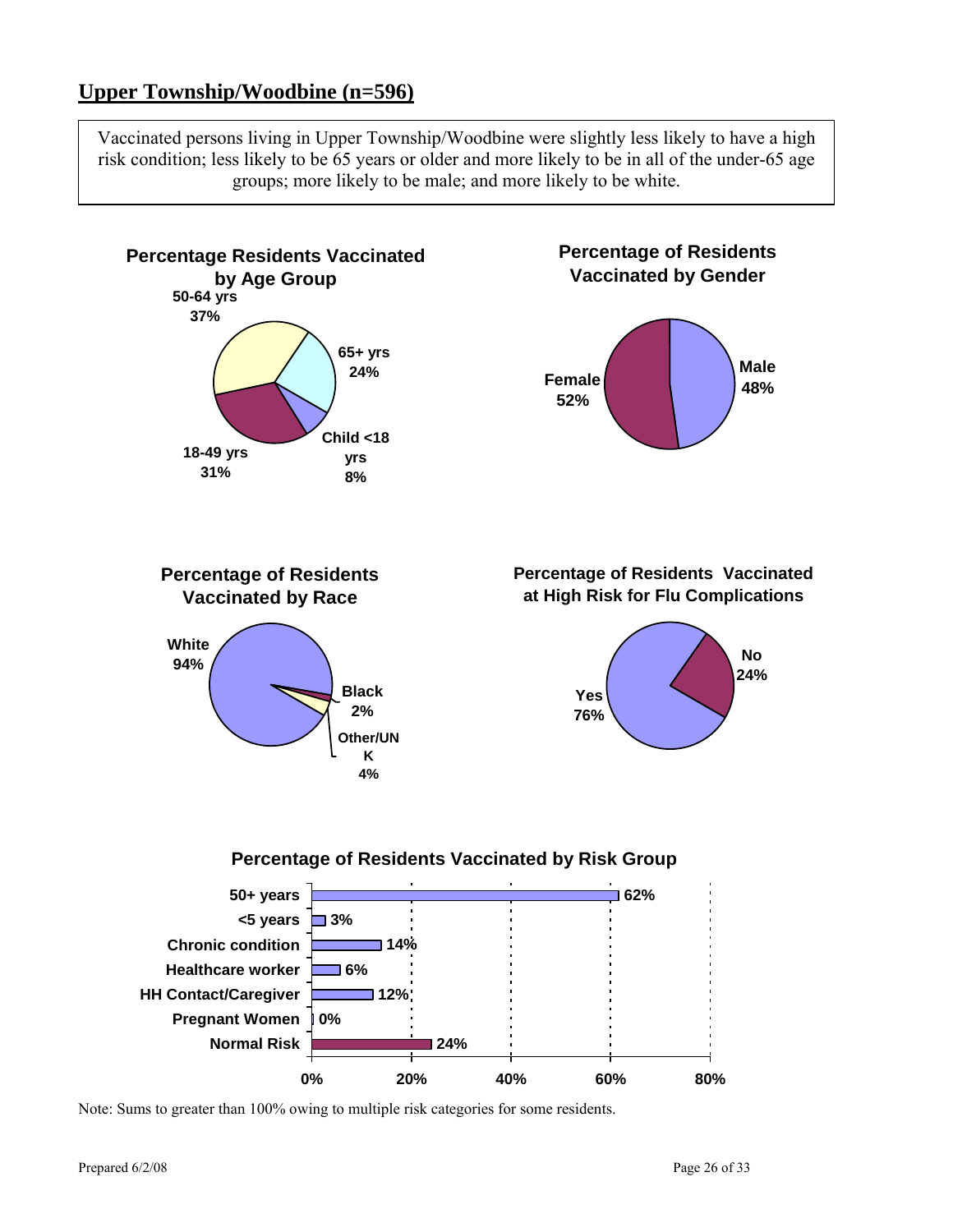## Upper Township/Woodbine (n=596)

Vaccinated persons living in Upper Township/Woodbine were slightly less likely to have a high risk condition; less likely to be 65 years or older and more likely to be in all of the under-65 age groups; more likely to be male; and more likely to be white.

**Percentage Residents Vaccinated by Age Group**

| Age Group | Percentage |
|---|---|
| 50-64 yrs | 37% |
| 65+ yrs | 24% |
| Child <18 yrs | 8% |
| 18-49 yrs | 31% |

**Percentage of Residents Vaccinated by Gender**

| Gender | Percentage |
|---|---|
| Male | 48% |
| Female | 52% |

**Percentage of Residents Vaccinated by Race**

| Race | Percentage |
|---|---|
| White | 94% |
| Black | 2% |
| Other/UNK | 4% |

**Percentage of Residents Vaccinated at High Risk for Flu Complications**

| High Risk | Percentage |
|---|---|
| Yes | 76% |
| No | 24% |

**Percentage of Residents Vaccinated by Risk Group**

| Risk Group | Percentage |
|---|---|
| 50+ years | 62% |
| <5 years | 3% |
| Chronic condition | 14% |
| Healthcare worker | 6% |
| HH Contact/Caregiver | 12% |
| Pregnant Women | 0% |
| Normal Risk | 24% |

Note: Sums to greater than 100% owing to multiple risk categories for some residents.

Prepared 6/2/08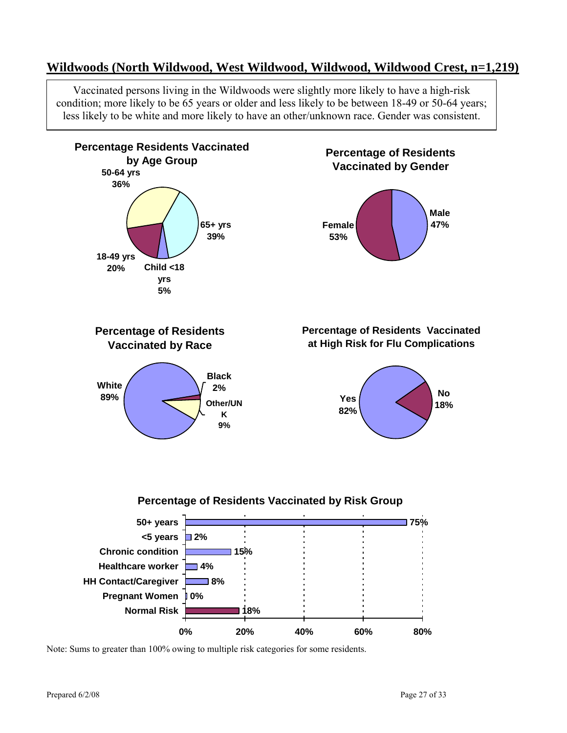## Wildwoods (North Wildwood, West Wildwood, Wildwood, Wildwood Crest, n=1,219)

Vaccinated persons living in the Wildwoods were slightly more likely to have a high-risk condition; more likely to be 65 years or older and less likely to be between 18-49 or 50-64 years; less likely to be white and more likely to have an other/unknown race. Gender was consistent.

**Percentage Residents Vaccinated by Age Group**

50-64 yrs 36%

65+ yrs 39%

18-49 yrs 20%

Child <18 yrs 5%

**Percentage of Residents Vaccinated by Gender**

Female 53%

Male 47%

**Percentage of Residents Vaccinated by Race**

White 89%

Black 2%

Other/UNK 9%

**Percentage of Residents Vaccinated at High Risk for Flu Complications**

Yes 82%

No 18%

**Percentage of Residents Vaccinated by Risk Group**

50+ years 75%

<5 years 2%

Chronic condition 15%

Healthcare worker 4%

HH Contact/Caregiver 8%

Pregnant Women 0%

Normal Risk 18%

0% 20% 40% 60% 80%

Note: Sums to greater than 100% owing to multiple risk categories for some residents.

Prepared 6/2/08